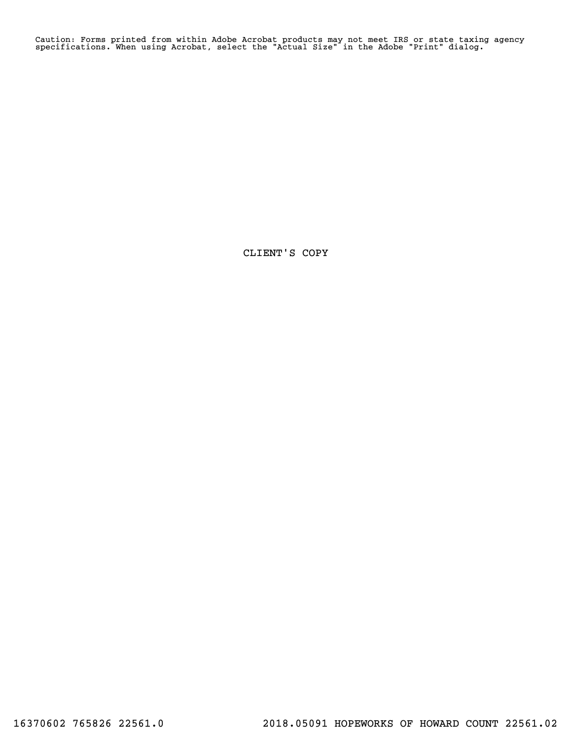Caution: Forms printed from within Adobe Acrobat products may not meet IRS or state taxing agency specifications. When using Acrobat, select the "Actual Size" in the Adobe "Print" dialog.

CLIENT'S COPY

16370602 765826 22561.0 2018.05091 HOPEWORKS OF HOWARD COUNT 22561.02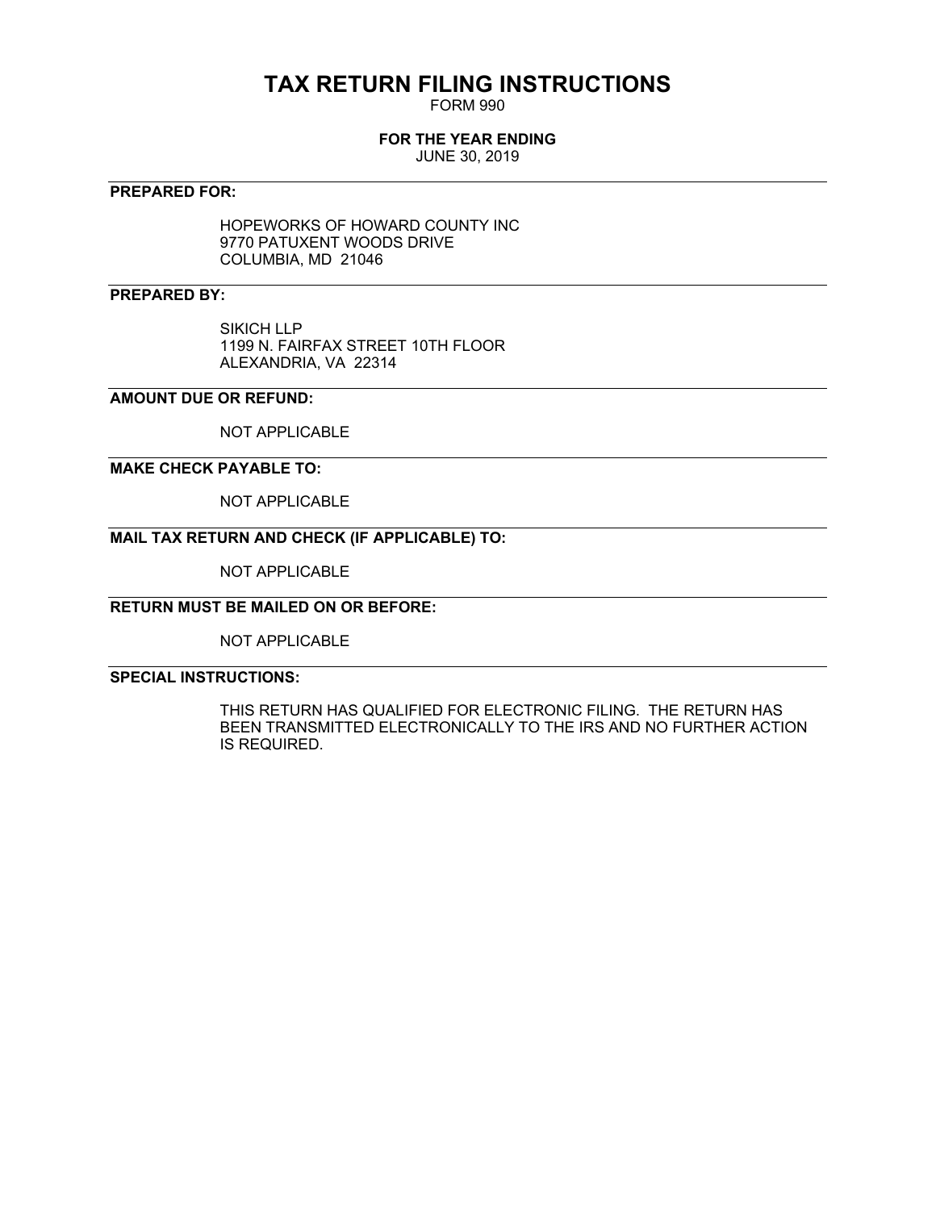# TAX RETURN FILING INSTRUCTIONS

FORM 990

**FOR THE YEAR ENDING**

JUNE 30, 2019

---

**PREPARED FOR:**

HOPEWORKS OF HOWARD COUNTY INC
9770 PATUXENT WOODS DRIVE
COLUMBIA, MD 21046

---

**PREPARED BY:**

SIKICH LLP
1199 N. FAIRFAX STREET 10TH FLOOR
ALEXANDRIA, VA 22314

---

**AMOUNT DUE OR REFUND:**

NOT APPLICABLE

---

**MAKE CHECK PAYABLE TO:**

NOT APPLICABLE

---

**MAIL TAX RETURN AND CHECK (IF APPLICABLE) TO:**

NOT APPLICABLE

---

**RETURN MUST BE MAILED ON OR BEFORE:**

NOT APPLICABLE

---

**SPECIAL INSTRUCTIONS:**

THIS RETURN HAS QUALIFIED FOR ELECTRONIC FILING. THE RETURN HAS BEEN TRANSMITTED ELECTRONICALLY TO THE IRS AND NO FURTHER ACTION IS REQUIRED.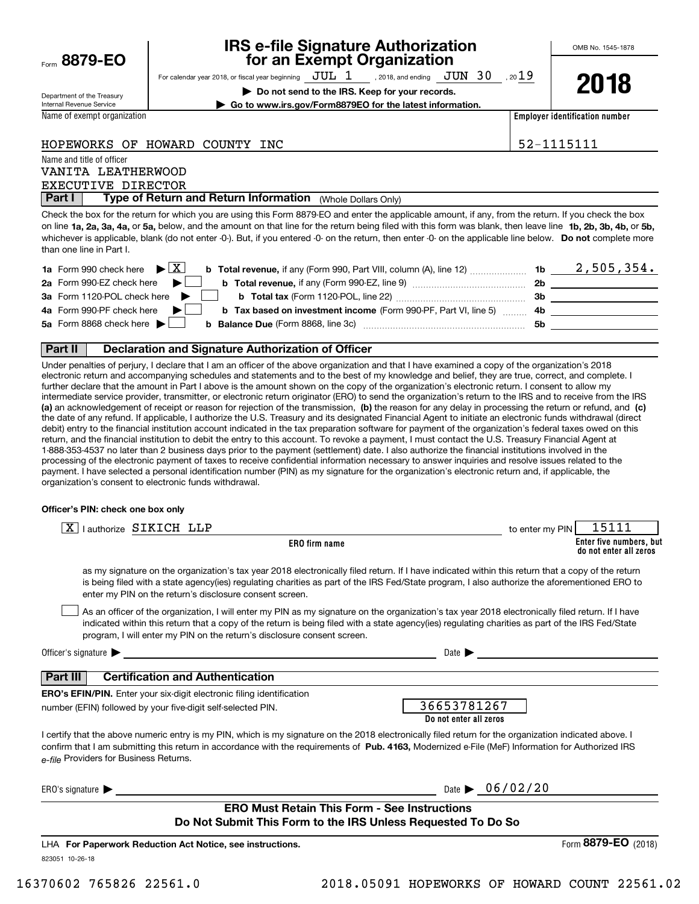Form **8879-EO**

Department of the Treasury
Internal Revenue Service

# IRS e-file Signature Authorization for an Exempt Organization

For calendar year 2018, or fiscal year beginning JUL 1, 2018, and ending JUN 30, 2019

**▶ Do not send to the IRS. Keep for your records.**

**▶ Go to www.irs.gov/Form8879EO for the latest information.**

OMB No. 1545-1878

**2018**

Name of exempt organization: HOPEWORKS OF HOWARD COUNTY INC

**Employer identification number:** 52-1115111

Name and title of officer:
VANITA LEATHERWOOD
EXECUTIVE DIRECTOR

## Part I Type of Return and Return Information (Whole Dollars Only)

Check the box for the return for which you are using this Form 8879-EO and enter the applicable amount, if any, from the return. If you check the box on line **1a, 2a, 3a, 4a,** or **5a,** below, and the amount on that line for the return being filed with this form was blank, then leave line **1b, 2b, 3b, 4b,** or **5b,** whichever is applicable, blank (do not enter -0-). But, if you entered -0- on the return, then enter -0- on the applicable line below. **Do not** complete more than one line in Part I.

| | | | |
|---|---|---|---|
| **1a** Form 990 check here ▶ [X] | **b Total revenue,** if any (Form 990, Part VIII, column (A), line 12) | **1b** | 2,505,354. |
| **2a** Form 990-EZ check here ▶ [ ] | **b Total revenue,** if any (Form 990-EZ, line 9) | **2b** | |
| **3a** Form 1120-POL check here ▶ [ ] | **b Total tax** (Form 1120-POL, line 22) | **3b** | |
| **4a** Form 990-PF check here ▶ [ ] | **b Tax based on investment income** (Form 990-PF, Part VI, line 5) | **4b** | |
| **5a** Form 8868 check here ▶ [ ] | **b Balance Due** (Form 8868, line 3c) | **5b** | |

## Part II Declaration and Signature Authorization of Officer

Under penalties of perjury, I declare that I am an officer of the above organization and that I have examined a copy of the organization's 2018 electronic return and accompanying schedules and statements and to the best of my knowledge and belief, they are true, correct, and complete. I further declare that the amount in Part I above is the amount shown on the copy of the organization's electronic return. I consent to allow my intermediate service provider, transmitter, or electronic return originator (ERO) to send the organization's return to the IRS and to receive from the IRS **(a)** an acknowledgement of receipt or reason for rejection of the transmission, **(b)** the reason for any delay in processing the return or refund, and **(c)** the date of any refund. If applicable, I authorize the U.S. Treasury and its designated Financial Agent to initiate an electronic funds withdrawal (direct debit) entry to the financial institution account indicated in the tax preparation software for payment of the organization's federal taxes owed on this return, and the financial institution to debit the entry to this account. To revoke a payment, I must contact the U.S. Treasury Financial Agent at 1-888-353-4537 no later than 2 business days prior to the payment (settlement) date. I also authorize the financial institutions involved in the processing of the electronic payment of taxes to receive confidential information necessary to answer inquiries and resolve issues related to the payment. I have selected a personal identification number (PIN) as my signature for the organization's electronic return and, if applicable, the organization's consent to electronic funds withdrawal.

**Officer's PIN: check one box only**

[X] I authorize SIKICH LLP (**ERO firm name**) to enter my PIN 15111 (**Enter five numbers, but do not enter all zeros**)

as my signature on the organization's tax year 2018 electronically filed return. If I have indicated within this return that a copy of the return is being filed with a state agency(ies) regulating charities as part of the IRS Fed/State program, I also authorize the aforementioned ERO to enter my PIN on the return's disclosure consent screen.

[ ] As an officer of the organization, I will enter my PIN as my signature on the organization's tax year 2018 electronically filed return. If I have indicated within this return that a copy of the return is being filed with a state agency(ies) regulating charities as part of the IRS Fed/State program, I will enter my PIN on the return's disclosure consent screen.

Officer's signature ▶ ______________________ Date ▶ ____________

## Part III Certification and Authentication

**ERO's EFIN/PIN.** Enter your six-digit electronic filing identification number (EFIN) followed by your five-digit self-selected PIN. 36653781267 (**Do not enter all zeros**)

I certify that the above numeric entry is my PIN, which is my signature on the 2018 electronically filed return for the organization indicated above. I confirm that I am submitting this return in accordance with the requirements of **Pub. 4163,** Modernized e-File (MeF) Information for Authorized IRS *e-file* Providers for Business Returns.

ERO's signature ▶ ______________________ Date ▶ 06/02/20

**ERO Must Retain This Form - See Instructions**
**Do Not Submit This Form to the IRS Unless Requested To Do So**

LHA **For Paperwork Reduction Act Notice, see instructions.** Form **8879-EO** (2018)

823051 10-26-18

16370602 765826 22561.0 2018.05091 HOPEWORKS OF HOWARD COUNT 22561.02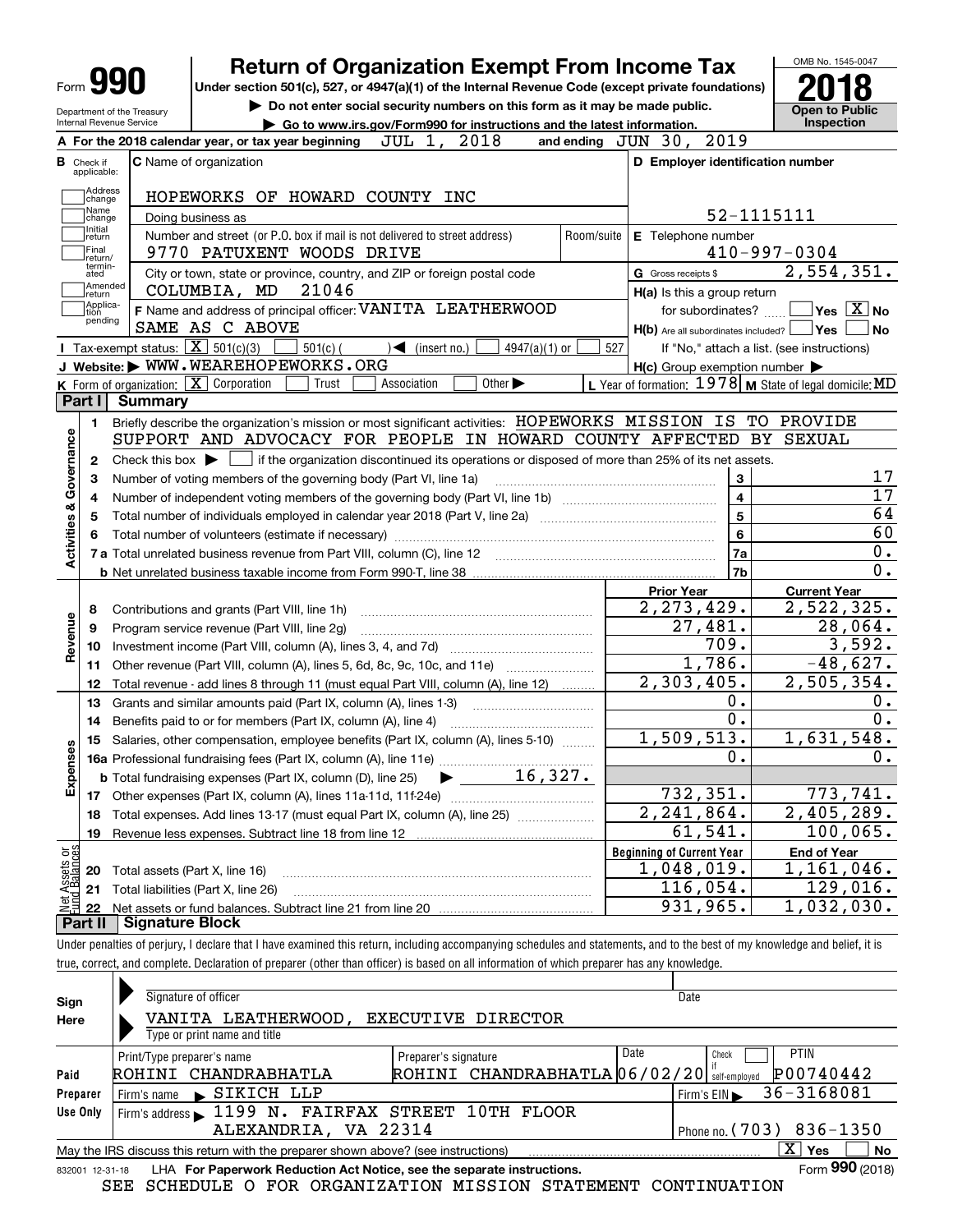# Form 990 — Return of Organization Exempt From Income Tax (2018)

Under section 501(c), 527, or 4947(a)(1) of the Internal Revenue Code (except private foundations)

▶ Do not enter social security numbers on this form as it may be made public.

▶ Go to www.irs.gov/Form990 for instructions and the latest information.

OMB No. 1545-0047 — **Open to Public Inspection**

Department of the Treasury, Internal Revenue Service

**A** For the 2018 calendar year, or tax year beginning JUL 1, 2018 and ending JUN 30, 2019

**B** Check if applicable: Address change, Name change, Initial return, Final return/terminated, Amended return, Application pending

**C** Name of organization: HOPEWORKS OF HOWARD COUNTY INC

Doing business as

Number and street (or P.O. box if mail is not delivered to street address): 9770 PATUXENT WOODS DRIVE — Room/suite

City or town, state or province, country, and ZIP or foreign postal code: COLUMBIA, MD 21046

**D** Employer identification number: 52-1115111

**E** Telephone number: 410-997-0304

**G** Gross receipts $ 2,554,351.

**F** Name and address of principal officer: VANITA LEATHERWOOD, SAME AS C ABOVE

**H(a)** Is this a group return for subordinates? ☐ Yes ☒ No

**H(b)** Are all subordinates included? ☐ Yes ☐ No — If "No," attach a list. (see instructions)

**H(c)** Group exemption number ▶

**I** Tax-exempt status: ☒ 501(c)(3) ☐ 501(c) ( ) ◀ (insert no.) ☐ 4947(a)(1) or ☐ 527

**J** Website: ▶ WWW.WEAREHOPEWORKS.ORG

**K** Form of organization: ☒ Corporation ☐ Trust ☐ Association ☐ Other ▶

**L** Year of formation: 1978 **M** State of legal domicile: MD

## Part I Summary

**Activities & Governance**

1. Briefly describe the organization's mission or most significant activities: HOPEWORKS MISSION IS TO PROVIDE SUPPORT AND ADVOCACY FOR PEOPLE IN HOWARD COUNTY AFFECTED BY SEXUAL
2. Check this box ▶ ☐ if the organization discontinued its operations or disposed of more than 25% of its net assets.

| Line | Description | | Value |
|---|---|---|---|
| 3 | Number of voting members of the governing body (Part VI, line 1a) | 3 | 17 |
| 4 | Number of independent voting members of the governing body (Part VI, line 1b) | 4 | 17 |
| 5 | Total number of individuals employed in calendar year 2018 (Part V, line 2a) | 5 | 64 |
| 6 | Total number of volunteers (estimate if necessary) | 6 | 60 |
| 7a | Total unrelated business revenue from Part VIII, column (C), line 12 | 7a | 0. |
| 7b | Net unrelated business taxable income from Form 990-T, line 38 | 7b | 0. |

| Line | Description | Prior Year | Current Year |
|---|---|---|---|
| **Revenue** | | | |
| 8 | Contributions and grants (Part VIII, line 1h) | 2,273,429. | 2,522,325. |
| 9 | Program service revenue (Part VIII, line 2g) | 27,481. | 28,064. |
| 10 | Investment income (Part VIII, column (A), lines 3, 4, and 7d) | 709. | 3,592. |
| 11 | Other revenue (Part VIII, column (A), lines 5, 6d, 8c, 9c, 10c, and 11e) | 1,786. | -48,627. |
| 12 | Total revenue - add lines 8 through 11 (must equal Part VIII, column (A), line 12) | 2,303,405. | 2,505,354. |
| **Expenses** | | | |
| 13 | Grants and similar amounts paid (Part IX, column (A), lines 1-3) | 0. | 0. |
| 14 | Benefits paid to or for members (Part IX, column (A), line 4) | 0. | 0. |
| 15 | Salaries, other compensation, employee benefits (Part IX, column (A), lines 5-10) | 1,509,513. | 1,631,548. |
| 16a | Professional fundraising fees (Part IX, column (A), line 11e) | 0. | 0. |
| b | Total fundraising expenses (Part IX, column (D), line 25) ▶ 16,327. | | |
| 17 | Other expenses (Part IX, column (A), lines 11a-11d, 11f-24e) | 732,351. | 773,741. |
| 18 | Total expenses. Add lines 13-17 (must equal Part IX, column (A), line 25) | 2,241,864. | 2,405,289. |
| 19 | Revenue less expenses. Subtract line 18 from line 12 | 61,541. | 100,065. |

| Line | Net Assets or Fund Balances | Beginning of Current Year | End of Year |
|---|---|---|---|
| 20 | Total assets (Part X, line 16) | 1,048,019. | 1,161,046. |
| 21 | Total liabilities (Part X, line 26) | 116,054. | 129,016. |
| 22 | Net assets or fund balances. Subtract line 21 from line 20 | 931,965. | 1,032,030. |

## Part II Signature Block

Under penalties of perjury, I declare that I have examined this return, including accompanying schedules and statements, and to the best of my knowledge and belief, it is true, correct, and complete. Declaration of preparer (other than officer) is based on all information of which preparer has any knowledge.

**Sign Here**

Signature of officer — Date

VANITA LEATHERWOOD, EXECUTIVE DIRECTOR

Type or print name and title

**Paid Preparer Use Only**

| Print/Type preparer's name | Preparer's signature | Date | Check if self-employed | PTIN |
|---|---|---|---|---|
| ROHINI CHANDRABHATLA | ROHINI CHANDRABHATLA | 06/02/20 | ☐ | P00740442 |

Firm's name ▶ SIKICH LLP — Firm's EIN ▶ 36-3168081

Firm's address ▶ 1199 N. FAIRFAX STREET 10TH FLOOR, ALEXANDRIA, VA 22314 — Phone no. (703) 836-1350

May the IRS discuss this return with the preparer shown above? (see instructions) ☒ Yes ☐ No

832001 12-31-18 LHA For Paperwork Reduction Act Notice, see the separate instructions. Form 990 (2018)

SEE SCHEDULE O FOR ORGANIZATION MISSION STATEMENT CONTINUATION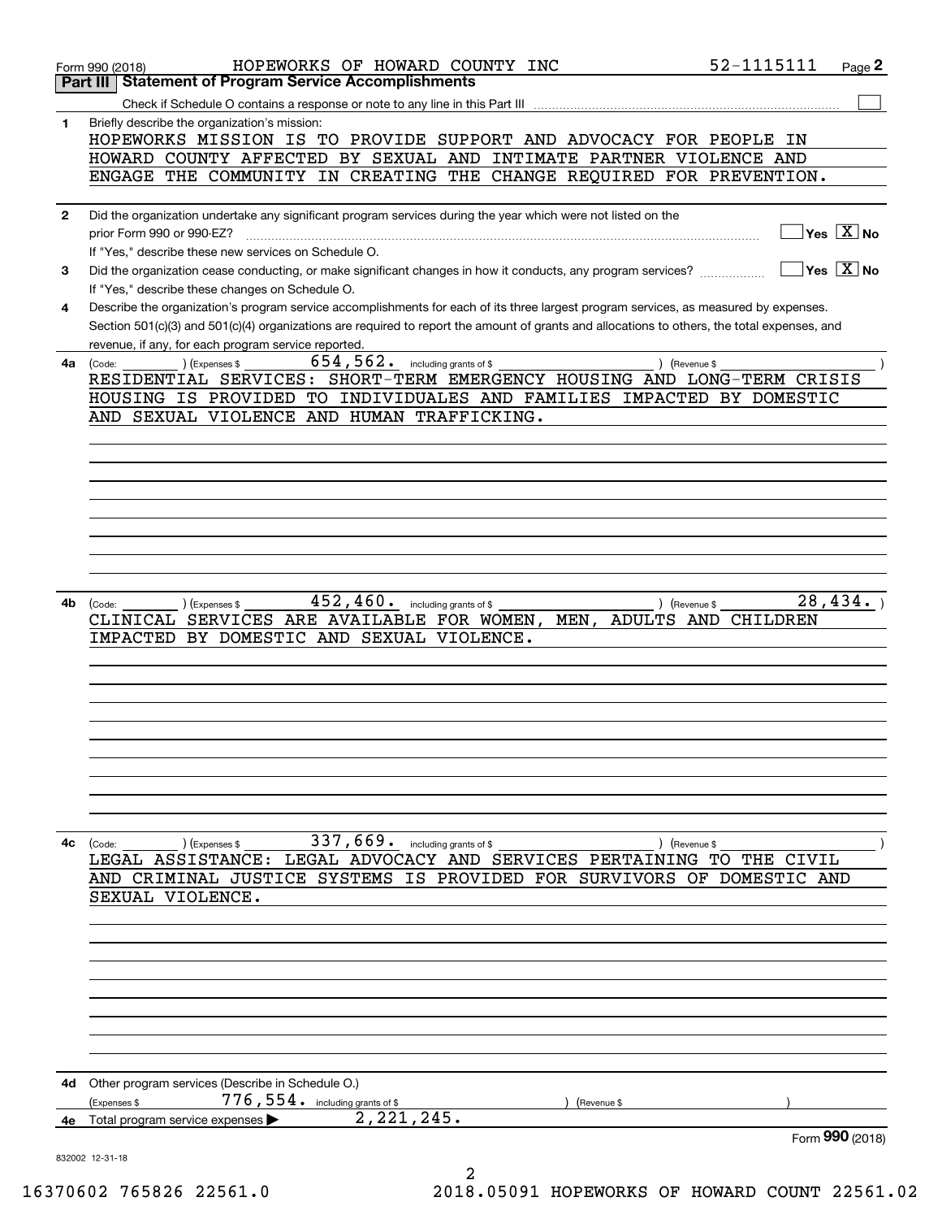Form 990 (2018) HOPEWORKS OF HOWARD COUNTY INC 52-1115111

## Part III | Statement of Program Service Accomplishments

Check if Schedule O contains a response or note to any line in this Part III ☐

**1** Briefly describe the organization's mission:

HOPEWORKS MISSION IS TO PROVIDE SUPPORT AND ADVOCACY FOR PEOPLE IN HOWARD COUNTY AFFECTED BY SEXUAL AND INTIMATE PARTNER VIOLENCE AND ENGAGE THE COMMUNITY IN CREATING THE CHANGE REQUIRED FOR PREVENTION.

**2** Did the organization undertake any significant program services during the year which were not listed on the prior Form 990 or 990-EZ? ☐ Yes ☒ No

If "Yes," describe these new services on Schedule O.

**3** Did the organization cease conducting, or make significant changes in how it conducts, any program services? ☐ Yes ☒ No

If "Yes," describe these changes on Schedule O.

**4** Describe the organization's program service accomplishments for each of its three largest program services, as measured by expenses. Section 501(c)(3) and 501(c)(4) organizations are required to report the amount of grants and allocations to others, the total expenses, and revenue, if any, for each program service reported.

**4a** (Code: ) (Expenses $ 654,562. including grants of $ ) (Revenue $ )

RESIDENTIAL SERVICES: SHORT-TERM EMERGENCY HOUSING AND LONG-TERM CRISIS HOUSING IS PROVIDED TO INDIVIDUALES AND FAMILIES IMPACTED BY DOMESTIC AND SEXUAL VIOLENCE AND HUMAN TRAFFICKING.

**4b** (Code: ) (Expenses $ 452,460. including grants of $ ) (Revenue $ 28,434. )

CLINICAL SERVICES ARE AVAILABLE FOR WOMEN, MEN, ADULTS AND CHILDREN IMPACTED BY DOMESTIC AND SEXUAL VIOLENCE.

**4c** (Code: ) (Expenses $ 337,669. including grants of $ ) (Revenue $ )

LEGAL ASSISTANCE: LEGAL ADVOCACY AND SERVICES PERTAINING TO THE CIVIL AND CRIMINAL JUSTICE SYSTEMS IS PROVIDED FOR SURVIVORS OF DOMESTIC AND SEXUAL VIOLENCE.

**4d** Other program services (Describe in Schedule O.)

(Expenses $ 776,554. including grants of $ ) (Revenue $ )

**4e** Total program service expenses ▶ 2,221,245.

Form **990** (2018)

832002 12-31-18

16370602 765826 22561.0 2018.05091 HOPEWORKS OF HOWARD COUNT 22561.02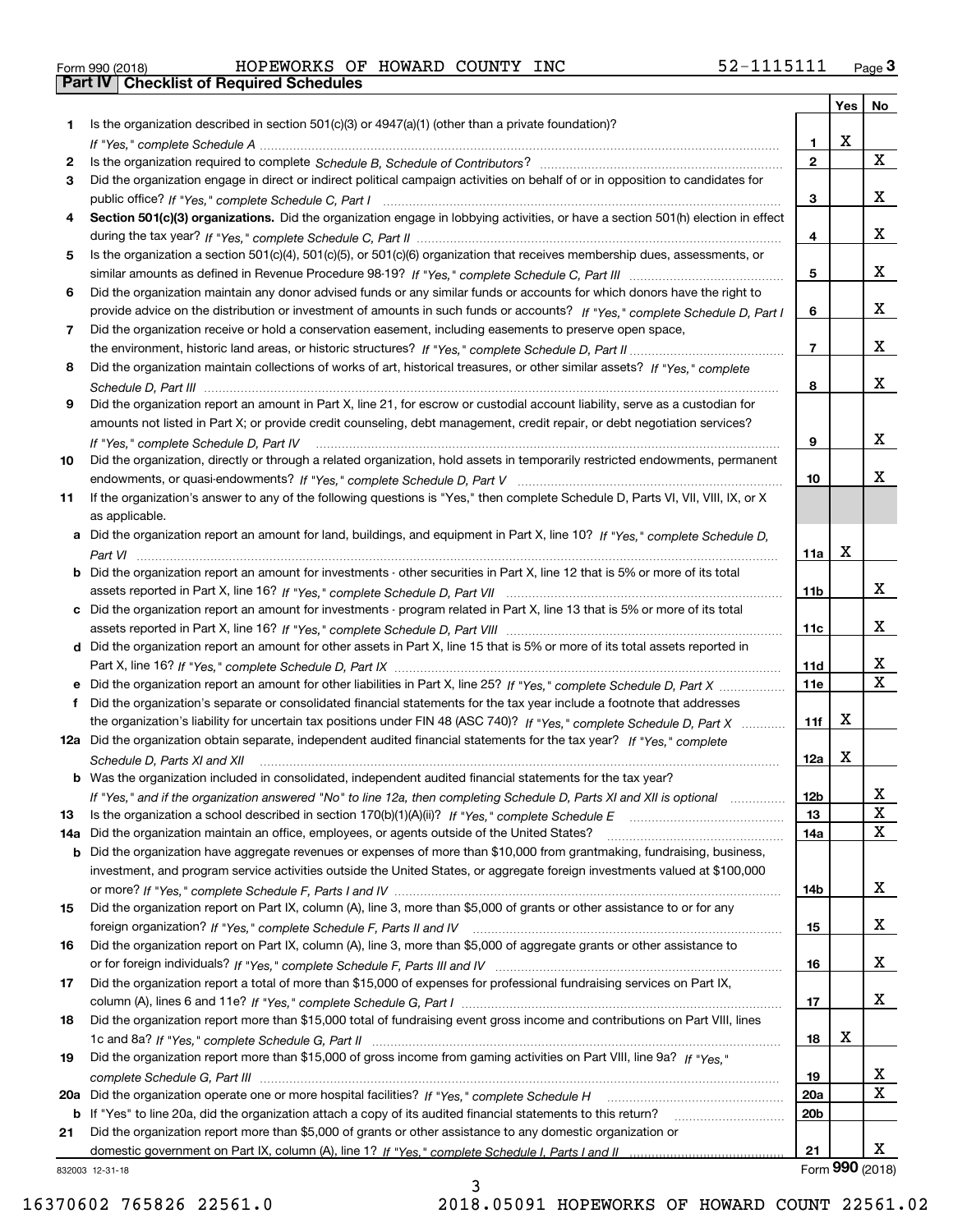Form 990 (2018) HOPEWORKS OF HOWARD COUNTY INC 52-1115111

## Part IV Checklist of Required Schedules

| | | | Yes | No |
|---|---|---|---|---|
| **1** | Is the organization described in section 501(c)(3) or 4947(a)(1) (other than a private foundation)? *If "Yes," complete Schedule A* | 1 | X | |
| **2** | Is the organization required to complete *Schedule B, Schedule of Contributors*? | 2 | | X |
| **3** | Did the organization engage in direct or indirect political campaign activities on behalf of or in opposition to candidates for public office? *If "Yes," complete Schedule C, Part I* | 3 | | X |
| **4** | **Section 501(c)(3) organizations.** Did the organization engage in lobbying activities, or have a section 501(h) election in effect during the tax year? *If "Yes," complete Schedule C, Part II* | 4 | | X |
| **5** | Is the organization a section 501(c)(4), 501(c)(5), or 501(c)(6) organization that receives membership dues, assessments, or similar amounts as defined in Revenue Procedure 98-19? *If "Yes," complete Schedule C, Part III* | 5 | | X |
| **6** | Did the organization maintain any donor advised funds or any similar funds or accounts for which donors have the right to provide advice on the distribution or investment of amounts in such funds or accounts? *If "Yes," complete Schedule D, Part I* | 6 | | X |
| **7** | Did the organization receive or hold a conservation easement, including easements to preserve open space, the environment, historic land areas, or historic structures? *If "Yes," complete Schedule D, Part II* | 7 | | X |
| **8** | Did the organization maintain collections of works of art, historical treasures, or other similar assets? *If "Yes," complete Schedule D, Part III* | 8 | | X |
| **9** | Did the organization report an amount in Part X, line 21, for escrow or custodial account liability, serve as a custodian for amounts not listed in Part X; or provide credit counseling, debt management, credit repair, or debt negotiation services? *If "Yes," complete Schedule D, Part IV* | 9 | | X |
| **10** | Did the organization, directly or through a related organization, hold assets in temporarily restricted endowments, permanent endowments, or quasi-endowments? *If "Yes," complete Schedule D, Part V* | 10 | | X |
| **11** | If the organization's answer to any of the following questions is "Yes," then complete Schedule D, Parts VI, VII, VIII, IX, or X as applicable. | | | |
| **a** | Did the organization report an amount for land, buildings, and equipment in Part X, line 10? *If "Yes," complete Schedule D, Part VI* | 11a | X | |
| **b** | Did the organization report an amount for investments - other securities in Part X, line 12 that is 5% or more of its total assets reported in Part X, line 16? *If "Yes," complete Schedule D, Part VII* | 11b | | X |
| **c** | Did the organization report an amount for investments - program related in Part X, line 13 that is 5% or more of its total assets reported in Part X, line 16? *If "Yes," complete Schedule D, Part VIII* | 11c | | X |
| **d** | Did the organization report an amount for other assets in Part X, line 15 that is 5% or more of its total assets reported in Part X, line 16? *If "Yes," complete Schedule D, Part IX* | 11d | | X |
| **e** | Did the organization report an amount for other liabilities in Part X, line 25? *If "Yes," complete Schedule D, Part X* | 11e | | X |
| **f** | Did the organization's separate or consolidated financial statements for the tax year include a footnote that addresses the organization's liability for uncertain tax positions under FIN 48 (ASC 740)? *If "Yes," complete Schedule D, Part X* | 11f | X | |
| **12a** | Did the organization obtain separate, independent audited financial statements for the tax year? *If "Yes," complete Schedule D, Parts XI and XII* | 12a | X | |
| **b** | Was the organization included in consolidated, independent audited financial statements for the tax year? *If "Yes," and if the organization answered "No" to line 12a, then completing Schedule D, Parts XI and XII is optional* | 12b | | X |
| **13** | Is the organization a school described in section 170(b)(1)(A)(ii)? *If "Yes," complete Schedule E* | 13 | | X |
| **14a** | Did the organization maintain an office, employees, or agents outside of the United States? | 14a | | X |
| **b** | Did the organization have aggregate revenues or expenses of more than $10,000 from grantmaking, fundraising, business, investment, and program service activities outside the United States, or aggregate foreign investments valued at $100,000 or more? *If "Yes," complete Schedule F, Parts I and IV* | 14b | | X |
| **15** | Did the organization report on Part IX, column (A), line 3, more than $5,000 of grants or other assistance to or for any foreign organization? *If "Yes," complete Schedule F, Parts II and IV* | 15 | | X |
| **16** | Did the organization report on Part IX, column (A), line 3, more than $5,000 of aggregate grants or other assistance to or for foreign individuals? *If "Yes," complete Schedule F, Parts III and IV* | 16 | | X |
| **17** | Did the organization report a total of more than $15,000 of expenses for professional fundraising services on Part IX, column (A), lines 6 and 11e? *If "Yes," complete Schedule G, Part I* | 17 | | X |
| **18** | Did the organization report more than $15,000 total of fundraising event gross income and contributions on Part VIII, lines 1c and 8a? *If "Yes," complete Schedule G, Part II* | 18 | X | |
| **19** | Did the organization report more than $15,000 of gross income from gaming activities on Part VIII, line 9a? *If "Yes," complete Schedule G, Part III* | 19 | | X |
| **20a** | Did the organization operate one or more hospital facilities? *If "Yes," complete Schedule H* | 20a | | X |
| **b** | If "Yes" to line 20a, did the organization attach a copy of its audited financial statements to this return? | 20b | | |
| **21** | Did the organization report more than $5,000 of grants or other assistance to any domestic organization or domestic government on Part IX, column (A), line 1? *If "Yes," complete Schedule I, Parts I and II* | 21 | | X |

832003 12-31-18 Form **990** (2018)

16370602 765826 22561.0 2018.05091 HOPEWORKS OF HOWARD COUNT 22561.02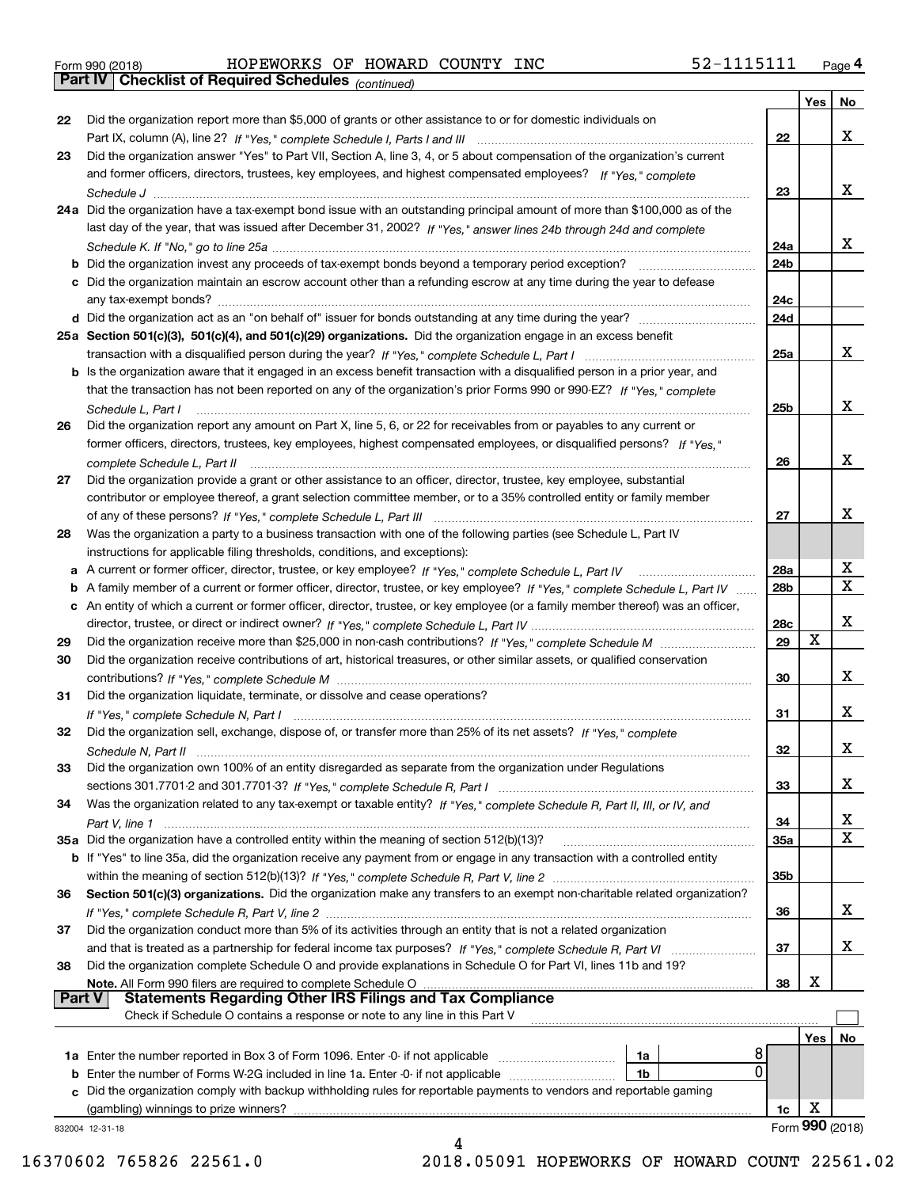Form 990 (2018) HOPEWORKS OF HOWARD COUNTY INC 52-1115111

## Part IV Checklist of Required Schedules *(continued)*

| | | | Yes | No |
|---|---|---|---|---|
| 22 | Did the organization report more than $5,000 of grants or other assistance to or for domestic individuals on Part IX, column (A), line 2? *If "Yes," complete Schedule I, Parts I and III* | 22 | | X |
| 23 | Did the organization answer "Yes" to Part VII, Section A, line 3, 4, or 5 about compensation of the organization's current and former officers, directors, trustees, key employees, and highest compensated employees? *If "Yes," complete Schedule J* | 23 | | X |
| 24a | Did the organization have a tax-exempt bond issue with an outstanding principal amount of more than $100,000 as of the last day of the year, that was issued after December 31, 2002? *If "Yes," answer lines 24b through 24d and complete Schedule K. If "No," go to line 25a* | 24a | | X |
| b | Did the organization invest any proceeds of tax-exempt bonds beyond a temporary period exception? | 24b | | |
| c | Did the organization maintain an escrow account other than a refunding escrow at any time during the year to defease any tax-exempt bonds? | 24c | | |
| d | Did the organization act as an "on behalf of" issuer for bonds outstanding at any time during the year? | 24d | | |
| 25a | **Section 501(c)(3), 501(c)(4), and 501(c)(29) organizations.** Did the organization engage in an excess benefit transaction with a disqualified person during the year? *If "Yes," complete Schedule L, Part I* | 25a | | X |
| b | Is the organization aware that it engaged in an excess benefit transaction with a disqualified person in a prior year, and that the transaction has not been reported on any of the organization's prior Forms 990 or 990-EZ? *If "Yes," complete Schedule L, Part I* | 25b | | X |
| 26 | Did the organization report any amount on Part X, line 5, 6, or 22 for receivables from or payables to any current or former officers, directors, trustees, key employees, highest compensated employees, or disqualified persons? *If "Yes," complete Schedule L, Part II* | 26 | | X |
| 27 | Did the organization provide a grant or other assistance to an officer, director, trustee, key employee, substantial contributor or employee thereof, a grant selection committee member, or to a 35% controlled entity or family member of any of these persons? *If "Yes," complete Schedule L, Part III* | 27 | | X |
| 28 | Was the organization a party to a business transaction with one of the following parties (see Schedule L, Part IV instructions for applicable filing thresholds, conditions, and exceptions): | | | |
| a | A current or former officer, director, trustee, or key employee? *If "Yes," complete Schedule L, Part IV* | 28a | | X |
| b | A family member of a current or former officer, director, trustee, or key employee? *If "Yes," complete Schedule L, Part IV* | 28b | | X |
| c | An entity of which a current or former officer, director, trustee, or key employee (or a family member thereof) was an officer, director, trustee, or direct or indirect owner? *If "Yes," complete Schedule L, Part IV* | 28c | | X |
| 29 | Did the organization receive more than $25,000 in non-cash contributions? *If "Yes," complete Schedule M* | 29 | X | |
| 30 | Did the organization receive contributions of art, historical treasures, or other similar assets, or qualified conservation contributions? *If "Yes," complete Schedule M* | 30 | | X |
| 31 | Did the organization liquidate, terminate, or dissolve and cease operations? *If "Yes," complete Schedule N, Part I* | 31 | | X |
| 32 | Did the organization sell, exchange, dispose of, or transfer more than 25% of its net assets? *If "Yes," complete Schedule N, Part II* | 32 | | X |
| 33 | Did the organization own 100% of an entity disregarded as separate from the organization under Regulations sections 301.7701-2 and 301.7701-3? *If "Yes," complete Schedule R, Part I* | 33 | | X |
| 34 | Was the organization related to any tax-exempt or taxable entity? *If "Yes," complete Schedule R, Part II, III, or IV, and Part V, line 1* | 34 | | X |
| 35a | Did the organization have a controlled entity within the meaning of section 512(b)(13)? | 35a | | X |
| b | If "Yes" to line 35a, did the organization receive any payment from or engage in any transaction with a controlled entity within the meaning of section 512(b)(13)? *If "Yes," complete Schedule R, Part V, line 2* | 35b | | |
| 36 | **Section 501(c)(3) organizations.** Did the organization make any transfers to an exempt non-charitable related organization? *If "Yes," complete Schedule R, Part V, line 2* | 36 | | X |
| 37 | Did the organization conduct more than 5% of its activities through an entity that is not a related organization and that is treated as a partnership for federal income tax purposes? *If "Yes," complete Schedule R, Part VI* | 37 | | X |
| 38 | Did the organization complete Schedule O and provide explanations in Schedule O for Part VI, lines 11b and 19? **Note.** All Form 990 filers are required to complete Schedule O | 38 | X | |

## Part V Statements Regarding Other IRS Filings and Tax Compliance

Check if Schedule O contains a response or note to any line in this Part V ☐

| | | | | | Yes | No |
|---|---|---|---|---|---|---|
| 1a | Enter the number reported in Box 3 of Form 1096. Enter -0- if not applicable | 1a | 8 | | | |
| b | Enter the number of Forms W-2G included in line 1a. Enter -0- if not applicable | 1b | 0 | | | |
| c | Did the organization comply with backup withholding rules for reportable payments to vendors and reportable gaming (gambling) winnings to prize winners? | | | 1c | X | |

832004 12-31-18

Form **990** (2018)

16370602 765826 22561.0 2018.05091 HOPEWORKS OF HOWARD COUNT 22561.02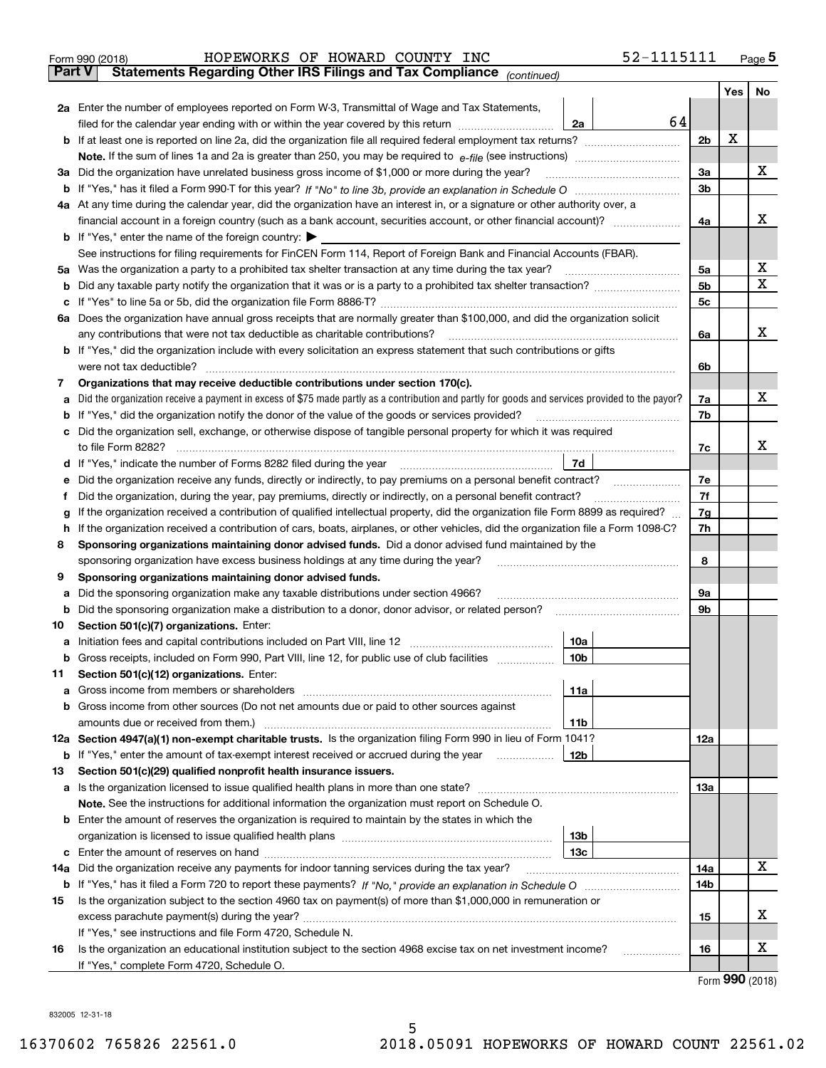Form 990 (2018) HOPEWORKS OF HOWARD COUNTY INC 52-1115111 Page **5**

## Part V Statements Regarding Other IRS Filings and Tax Compliance *(continued)*

| | | | | | Yes | No |
|---|---|---|---|---|---|---|
| **2a** | Enter the number of employees reported on Form W-3, Transmittal of Wage and Tax Statements, filed for the calendar year ending with or within the year covered by this return | 2a | 64 | | | |
| **b** | If at least one is reported on line 2a, did the organization file all required federal employment tax returns? | | | 2b | X | |
| | **Note.** If the sum of lines 1a and 2a is greater than 250, you may be required to *e-file* (see instructions) | | | | | |
| **3a** | Did the organization have unrelated business gross income of $1,000 or more during the year? | | | 3a | | X |
| **b** | If "Yes," has it filed a Form 990-T for this year? *If "No" to line 3b, provide an explanation in Schedule O* | | | 3b | | |
| **4a** | At any time during the calendar year, did the organization have an interest in, or a signature or other authority over, a financial account in a foreign country (such as a bank account, securities account, or other financial account)? | | | 4a | | X |
| **b** | If "Yes," enter the name of the foreign country: ▶ | | | | | |
| | See instructions for filing requirements for FinCEN Form 114, Report of Foreign Bank and Financial Accounts (FBAR). | | | | | |
| **5a** | Was the organization a party to a prohibited tax shelter transaction at any time during the tax year? | | | 5a | | X |
| **b** | Did any taxable party notify the organization that it was or is a party to a prohibited tax shelter transaction? | | | 5b | | X |
| **c** | If "Yes" to line 5a or 5b, did the organization file Form 8886-T? | | | 5c | | |
| **6a** | Does the organization have annual gross receipts that are normally greater than $100,000, and did the organization solicit any contributions that were not tax deductible as charitable contributions? | | | 6a | | X |
| **b** | If "Yes," did the organization include with every solicitation an express statement that such contributions or gifts were not tax deductible? | | | 6b | | |
| **7** | **Organizations that may receive deductible contributions under section 170(c).** | | | | | |
| **a** | Did the organization receive a payment in excess of $75 made partly as a contribution and partly for goods and services provided to the payor? | | | 7a | | X |
| **b** | If "Yes," did the organization notify the donor of the value of the goods or services provided? | | | 7b | | |
| **c** | Did the organization sell, exchange, or otherwise dispose of tangible personal property for which it was required to file Form 8282? | | | 7c | | X |
| **d** | If "Yes," indicate the number of Forms 8282 filed during the year | 7d | | | | |
| **e** | Did the organization receive any funds, directly or indirectly, to pay premiums on a personal benefit contract? | | | 7e | | |
| **f** | Did the organization, during the year, pay premiums, directly or indirectly, on a personal benefit contract? | | | 7f | | |
| **g** | If the organization received a contribution of qualified intellectual property, did the organization file Form 8899 as required? | | | 7g | | |
| **h** | If the organization received a contribution of cars, boats, airplanes, or other vehicles, did the organization file a Form 1098-C? | | | 7h | | |
| **8** | **Sponsoring organizations maintaining donor advised funds.** Did a donor advised fund maintained by the sponsoring organization have excess business holdings at any time during the year? | | | 8 | | |
| **9** | **Sponsoring organizations maintaining donor advised funds.** | | | | | |
| **a** | Did the sponsoring organization make any taxable distributions under section 4966? | | | 9a | | |
| **b** | Did the sponsoring organization make a distribution to a donor, donor advisor, or related person? | | | 9b | | |
| **10** | **Section 501(c)(7) organizations.** Enter: | | | | | |
| **a** | Initiation fees and capital contributions included on Part VIII, line 12 | 10a | | | | |
| **b** | Gross receipts, included on Form 990, Part VIII, line 12, for public use of club facilities | 10b | | | | |
| **11** | **Section 501(c)(12) organizations.** Enter: | | | | | |
| **a** | Gross income from members or shareholders | 11a | | | | |
| **b** | Gross income from other sources (Do not net amounts due or paid to other sources against amounts due or received from them.) | 11b | | | | |
| **12a** | **Section 4947(a)(1) non-exempt charitable trusts.** Is the organization filing Form 990 in lieu of Form 1041? | | | 12a | | |
| **b** | If "Yes," enter the amount of tax-exempt interest received or accrued during the year | 12b | | | | |
| **13** | **Section 501(c)(29) qualified nonprofit health insurance issuers.** | | | | | |
| **a** | Is the organization licensed to issue qualified health plans in more than one state? | | | 13a | | |
| | **Note.** See the instructions for additional information the organization must report on Schedule O. | | | | | |
| **b** | Enter the amount of reserves the organization is required to maintain by the states in which the organization is licensed to issue qualified health plans | 13b | | | | |
| **c** | Enter the amount of reserves on hand | 13c | | | | |
| **14a** | Did the organization receive any payments for indoor tanning services during the tax year? | | | 14a | | X |
| **b** | If "Yes," has it filed a Form 720 to report these payments? *If "No," provide an explanation in Schedule O* | | | 14b | | |
| **15** | Is the organization subject to the section 4960 tax on payment(s) of more than $1,000,000 in remuneration or excess parachute payment(s) during the year? | | | 15 | | X |
| | If "Yes," see instructions and file Form 4720, Schedule N. | | | | | |
| **16** | Is the organization an educational institution subject to the section 4968 excise tax on net investment income? | | | 16 | | X |
| | If "Yes," complete Form 4720, Schedule O. | | | | | |

Form **990** (2018)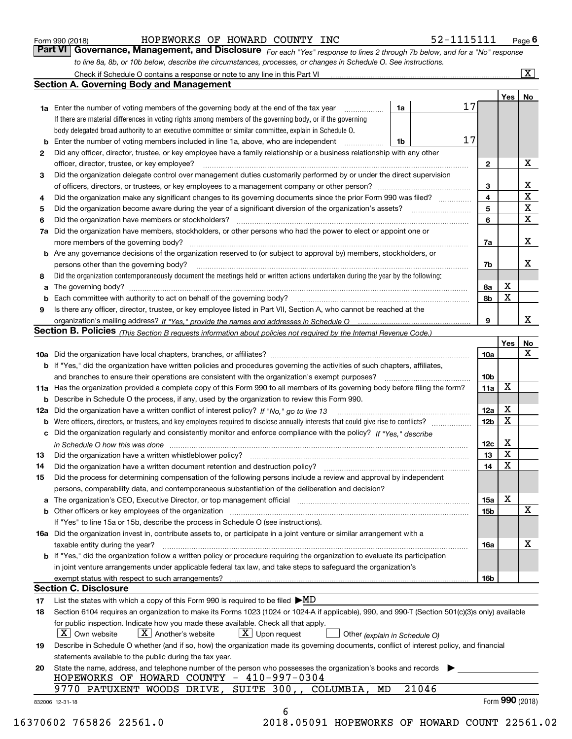Form 990 (2018) HOPEWORKS OF HOWARD COUNTY INC 52-1115111 Page 6

## Part VI Governance, Management, and Disclosure

*For each "Yes" response to lines 2 through 7b below, and for a "No" response to line 8a, 8b, or 10b below, describe the circumstances, processes, or changes in Schedule O. See instructions.*

Check if Schedule O contains a response or note to any line in this Part VI [X]

### Section A. Governing Body and Management

| | | | | Yes | No |
|---|---|---|---|---|---|
| **1a** | Enter the number of voting members of the governing body at the end of the tax year — If there are material differences in voting rights among members of the governing body, or if the governing body delegated broad authority to an executive committee or similar committee, explain in Schedule O. | 1a: 17 | | | |
| **b** | Enter the number of voting members included in line 1a, above, who are independent | 1b: 17 | | | |
| **2** | Did any officer, director, trustee, or key employee have a family relationship or a business relationship with any other officer, director, trustee, or key employee? | | 2 | | X |
| **3** | Did the organization delegate control over management duties customarily performed by or under the direct supervision of officers, directors, or trustees, or key employees to a management company or other person? | | 3 | | X |
| **4** | Did the organization make any significant changes to its governing documents since the prior Form 990 was filed? | | 4 | | X |
| **5** | Did the organization become aware during the year of a significant diversion of the organization's assets? | | 5 | | X |
| **6** | Did the organization have members or stockholders? | | 6 | | X |
| **7a** | Did the organization have members, stockholders, or other persons who had the power to elect or appoint one or more members of the governing body? | | 7a | | X |
| **b** | Are any governance decisions of the organization reserved to (or subject to approval by) members, stockholders, or persons other than the governing body? | | 7b | | X |
| **8** | Did the organization contemporaneously document the meetings held or written actions undertaken during the year by the following: | | | | |
| **a** | The governing body? | | 8a | X | |
| **b** | Each committee with authority to act on behalf of the governing body? | | 8b | X | |
| **9** | Is there any officer, director, trustee, or key employee listed in Part VII, Section A, who cannot be reached at the organization's mailing address? *If "Yes," provide the names and addresses in Schedule O* | | 9 | | X |

### Section B. Policies *(This Section B requests information about policies not required by the Internal Revenue Code.)*

| | | | Yes | No |
|---|---|---|---|---|
| **10a** | Did the organization have local chapters, branches, or affiliates? | 10a | | X |
| **b** | If "Yes," did the organization have written policies and procedures governing the activities of such chapters, affiliates, and branches to ensure their operations are consistent with the organization's exempt purposes? | 10b | | |
| **11a** | Has the organization provided a complete copy of this Form 990 to all members of its governing body before filing the form? | 11a | X | |
| **b** | Describe in Schedule O the process, if any, used by the organization to review this Form 990. | | | |
| **12a** | Did the organization have a written conflict of interest policy? *If "No," go to line 13* | 12a | X | |
| **b** | Were officers, directors, or trustees, and key employees required to disclose annually interests that could give rise to conflicts? | 12b | X | |
| **c** | Did the organization regularly and consistently monitor and enforce compliance with the policy? *If "Yes," describe in Schedule O how this was done* | 12c | X | |
| **13** | Did the organization have a written whistleblower policy? | 13 | X | |
| **14** | Did the organization have a written document retention and destruction policy? | 14 | X | |
| **15** | Did the process for determining compensation of the following persons include a review and approval by independent persons, comparability data, and contemporaneous substantiation of the deliberation and decision? | | | |
| **a** | The organization's CEO, Executive Director, or top management official | 15a | X | |
| **b** | Other officers or key employees of the organization | 15b | | X |
| | If "Yes" to line 15a or 15b, describe the process in Schedule O (see instructions). | | | |
| **16a** | Did the organization invest in, contribute assets to, or participate in a joint venture or similar arrangement with a taxable entity during the year? | 16a | | X |
| **b** | If "Yes," did the organization follow a written policy or procedure requiring the organization to evaluate its participation in joint venture arrangements under applicable federal tax law, and take steps to safeguard the organization's exempt status with respect to such arrangements? | 16b | | |

### Section C. Disclosure

**17** List the states with which a copy of this Form 990 is required to be filed ▶MD

**18** Section 6104 requires an organization to make its Forms 1023 (1024 or 1024-A if applicable), 990, and 990-T (Section 501(c)(3)s only) available for public inspection. Indicate how you made these available. Check all that apply.

[X] Own website [X] Another's website [X] Upon request [ ] Other *(explain in Schedule O)*

**19** Describe in Schedule O whether (and if so, how) the organization made its governing documents, conflict of interest policy, and financial statements available to the public during the tax year.

**20** State the name, address, and telephone number of the person who possesses the organization's books and records ▶

HOPEWORKS OF HOWARD COUNTY - 410-997-0304

9770 PATUXENT WOODS DRIVE, SUITE 300,, COLUMBIA, MD 21046

832006 12-31-18 Form **990** (2018)

16370602 765826 22561.0 2018.05091 HOPEWORKS OF HOWARD COUNT 22561.02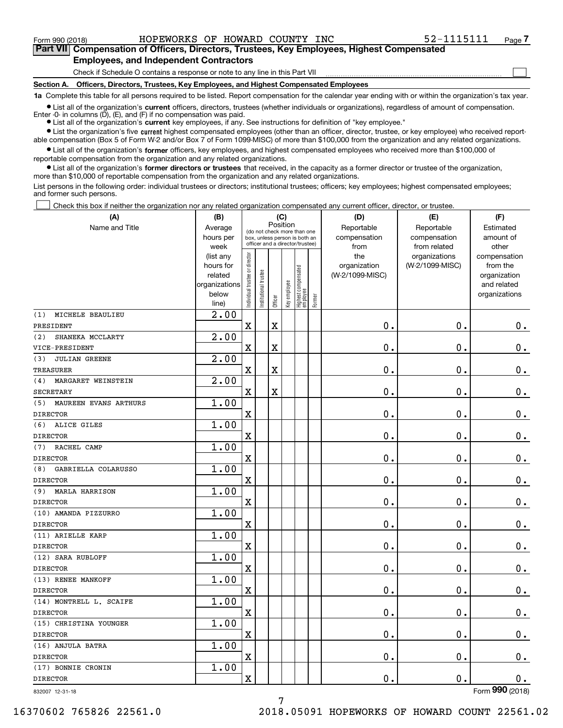Form 990 (2018) HOPEWORKS OF HOWARD COUNTY INC 52-1115111

## Part VII Compensation of Officers, Directors, Trustees, Key Employees, Highest Compensated Employees, and Independent Contractors

Check if Schedule O contains a response or note to any line in this Part VII ☐

### Section A. Officers, Directors, Trustees, Key Employees, and Highest Compensated Employees

**1a** Complete this table for all persons required to be listed. Report compensation for the calendar year ending with or within the organization's tax year.

- List all of the organization's **current** officers, directors, trustees (whether individuals or organizations), regardless of amount of compensation. Enter -0- in columns (D), (E), and (F) if no compensation was paid.
- List all of the organization's **current** key employees, if any. See instructions for definition of "key employee."
- List the organization's five **current** highest compensated employees (other than an officer, director, trustee, or key employee) who received reportable compensation (Box 5 of Form W-2 and/or Box 7 of Form 1099-MISC) of more than $100,000 from the organization and any related organizations.
- List all of the organization's **former** officers, key employees, and highest compensated employees who received more than $100,000 of reportable compensation from the organization and any related organizations.
- List all of the organization's **former directors or trustees** that received, in the capacity as a former director or trustee of the organization, more than $10,000 of reportable compensation from the organization and any related organizations.

List persons in the following order: individual trustees or directors; institutional trustees; officers; key employees; highest compensated employees; and former such persons.

☐ Check this box if neither the organization nor any related organization compensated any current officer, director, or trustee.

| (A) Name and Title | (B) Average hours per week (list any hours for related organizations below line) | (C) Position: Individual trustee or director | Institutional trustee | Officer | Key employee | Highest compensated employee | Former | (D) Reportable compensation from the organization (W-2/1099-MISC) | (E) Reportable compensation from related organizations (W-2/1099-MISC) | (F) Estimated amount of other compensation from the organization and related organizations |
|---|---|---|---|---|---|---|---|---|---|---|
| (1) MICHELE BEAULIEU<br>PRESIDENT | 2.00 | X | | X | | | | 0. | 0. | 0. |
| (2) SHANEKA MCCLARTY<br>VICE-PRESIDENT | 2.00 | X | | X | | | | 0. | 0. | 0. |
| (3) JULIAN GREENE<br>TREASURER | 2.00 | X | | X | | | | 0. | 0. | 0. |
| (4) MARGARET WEINSTEIN<br>SECRETARY | 2.00 | X | | X | | | | 0. | 0. | 0. |
| (5) MAUREEN EVANS ARTHURS<br>DIRECTOR | 1.00 | X | | | | | | 0. | 0. | 0. |
| (6) ALICE GILES<br>DIRECTOR | 1.00 | X | | | | | | 0. | 0. | 0. |
| (7) RACHEL CAMP<br>DIRECTOR | 1.00 | X | | | | | | 0. | 0. | 0. |
| (8) GABRIELLA COLARUSSO<br>DIRECTOR | 1.00 | X | | | | | | 0. | 0. | 0. |
| (9) MARLA HARRISON<br>DIRECTOR | 1.00 | X | | | | | | 0. | 0. | 0. |
| (10) AMANDA PIZZURRO<br>DIRECTOR | 1.00 | X | | | | | | 0. | 0. | 0. |
| (11) ARIELLE KARP<br>DIRECTOR | 1.00 | X | | | | | | 0. | 0. | 0. |
| (12) SARA RUBLOFF<br>DIRECTOR | 1.00 | X | | | | | | 0. | 0. | 0. |
| (13) RENEE MANKOFF<br>DIRECTOR | 1.00 | X | | | | | | 0. | 0. | 0. |
| (14) MONTRELL L. SCAIFE<br>DIRECTOR | 1.00 | X | | | | | | 0. | 0. | 0. |
| (15) CHRISTINA YOUNGER<br>DIRECTOR | 1.00 | X | | | | | | 0. | 0. | 0. |
| (16) ANJULA BATRA<br>DIRECTOR | 1.00 | X | | | | | | 0. | 0. | 0. |
| (17) BONNIE CRONIN<br>DIRECTOR | 1.00 | X | | | | | | 0. | 0. | 0. |

832007 12-31-18

Form 990 (2018)

16370602 765826 22561.0 2018.05091 HOPEWORKS OF HOWARD COUNT 22561.02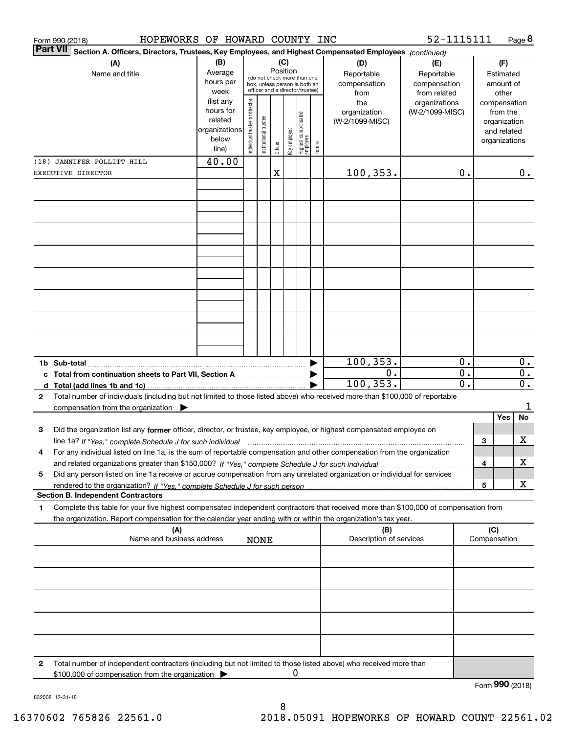Form 990 (2018) HOPEWORKS OF HOWARD COUNTY INC 52-1115111 Page **8**

**Part VII** **Section A. Officers, Directors, Trustees, Key Employees, and Highest Compensated Employees** *(continued)*

| (A) Name and title | (B) Average hours per week (list any hours for related organizations below line) | (C) Position: Individual trustee or director | Institutional trustee | Officer | Key employee | Highest compensated employee | Former | (D) Reportable compensation from the organization (W-2/1099-MISC) | (E) Reportable compensation from related organizations (W-2/1099-MISC) | (F) Estimated amount of other compensation from the organization and related organizations |
|---|---|---|---|---|---|---|---|---|---|---|
| (18) JANNIFER POLLITT HILL EXECUTIVE DIRECTOR | 40.00 | | | X | | | | 100,353. | 0. | 0. |

| | (D) | (E) | (F) |
|---|---|---|---|
| **1b Sub-total** | 100,353. | 0. | 0. |
| **c Total from continuation sheets to Part VII, Section A** | 0. | 0. | 0. |
| **d Total (add lines 1b and 1c)** | 100,353. | 0. | 0. |

**2** Total number of individuals (including but not limited to those listed above) who received more than $100,000 of reportable compensation from the organization ▶ 1

| | | | Yes | No |
|---|---|---|---|---|
| **3** | Did the organization list any **former** officer, director, or trustee, key employee, or highest compensated employee on line 1a? *If "Yes," complete Schedule J for such individual* | 3 | | X |
| **4** | For any individual listed on line 1a, is the sum of reportable compensation and other compensation from the organization and related organizations greater than $150,000? *If "Yes," complete Schedule J for such individual* | 4 | | X |
| **5** | Did any person listed on line 1a receive or accrue compensation from any unrelated organization or individual for services rendered to the organization? *If "Yes," complete Schedule J for such person* | 5 | | X |

**Section B. Independent Contractors**

**1** Complete this table for your five highest compensated independent contractors that received more than $100,000 of compensation from the organization. Report compensation for the calendar year ending with or within the organization's tax year.

| (A) Name and business address | (B) Description of services | (C) Compensation |
|---|---|---|
| NONE | | |
| | | |
| | | |
| | | |
| | | |

**2** Total number of independent contractors (including but not limited to those listed above) who received more than $100,000 of compensation from the organization ▶ 0

Form **990** (2018)

832008 12-31-18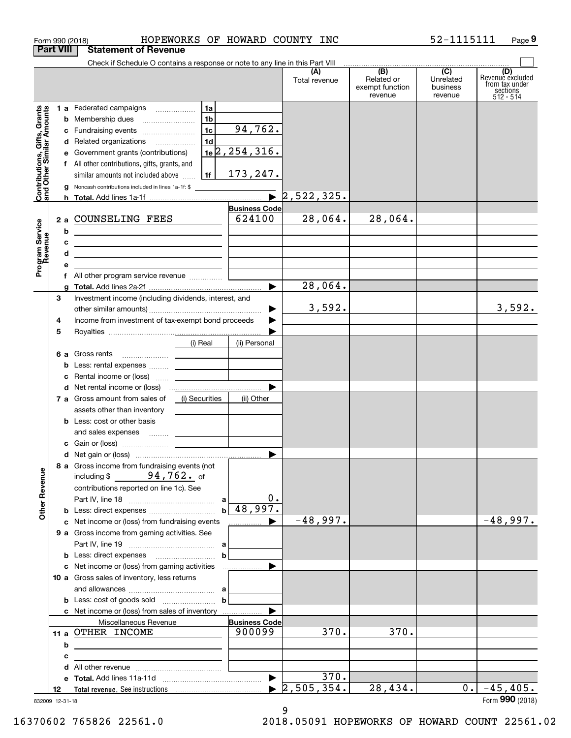Form 990 (2018) HOPEWORKS OF HOWARD COUNTY INC 52-1115111

## Part VIII Statement of Revenue

Check if Schedule O contains a response or note to any line in this Part VIII

| | | | (A) Total revenue | (B) Related or exempt function revenue | (C) Unrelated business revenue | (D) Revenue excluded from tax under sections 512 - 514 |
|---|---|---|---|---|---|---|
| **Contributions, Gifts, Grants and Other Similar Amounts** | | | | | | |
| 1a | Federated campaigns | 1a | | | | |
| b | Membership dues | 1b | | | | |
| c | Fundraising events | 1c 94,762. | | | | |
| d | Related organizations | 1d | | | | |
| e | Government grants (contributions) | 1e 2,254,316. | | | | |
| f | All other contributions, gifts, grants, and similar amounts not included above | 1f 173,247. | | | | |
| g | Noncash contributions included in lines 1a-1f: $ | | | | | |
| h | **Total.** Add lines 1a-1f | | 2,522,325. | | | |
| **Program Service Revenue** | | **Business Code** | | | | |
| 2a | COUNSELING FEES | 624100 | 28,064. | 28,064. | | |
| b | | | | | | |
| c | | | | | | |
| d | | | | | | |
| e | | | | | | |
| f | All other program service revenue | | | | | |
| g | **Total.** Add lines 2a-2f | | 28,064. | | | |
| **Other Revenue** | | | | | | |
| 3 | Investment income (including dividends, interest, and other similar amounts) | | 3,592. | | | 3,592. |
| 4 | Income from investment of tax-exempt bond proceeds | | | | | |
| 5 | Royalties | | | | | |
| 6a | Gross rents | (i) Real / (ii) Personal | | | | |
| b | Less: rental expenses | | | | | |
| c | Rental income or (loss) | | | | | |
| d | Net rental income or (loss) | | | | | |
| 7a | Gross amount from sales of assets other than inventory | (i) Securities / (ii) Other | | | | |
| b | Less: cost or other basis and sales expenses | | | | | |
| c | Gain or (loss) | | | | | |
| d | Net gain or (loss) | | | | | |
| 8a | Gross income from fundraising events (not including $ 94,762. of contributions reported on line 1c). See Part IV, line 18 | a 0. | | | | |
| b | Less: direct expenses | b 48,997. | | | | |
| c | Net income or (loss) from fundraising events | | -48,997. | | | -48,997. |
| 9a | Gross income from gaming activities. See Part IV, line 19 | a | | | | |
| b | Less: direct expenses | b | | | | |
| c | Net income or (loss) from gaming activities | | | | | |
| 10a | Gross sales of inventory, less returns and allowances | a | | | | |
| b | Less: cost of goods sold | b | | | | |
| c | Net income or (loss) from sales of inventory | | | | | |
| | Miscellaneous Revenue | **Business Code** | | | | |
| 11a | OTHER INCOME | 900099 | 370. | 370. | | |
| b | | | | | | |
| c | | | | | | |
| d | All other revenue | | | | | |
| e | **Total.** Add lines 11a-11d | | 370. | | | |
| 12 | **Total revenue.** See instructions | | 2,505,354. | 28,434. | 0. | -45,405. |

832009 12-31-18

Form **990** (2018)

16370602 765826 22561.0 2018.05091 HOPEWORKS OF HOWARD COUNT 22561.02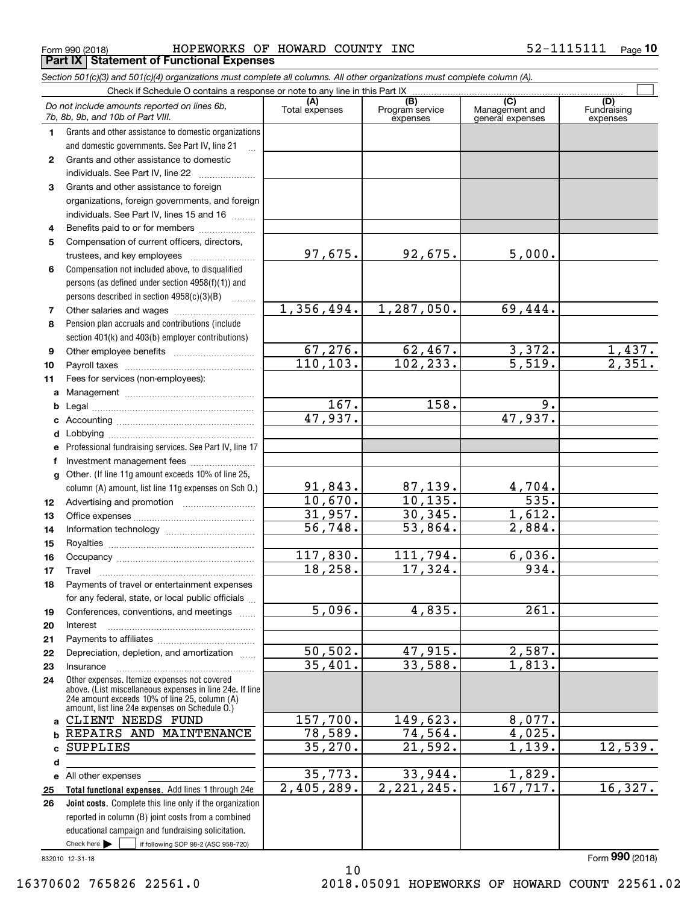Form 990 (2018) HOPEWORKS OF HOWARD COUNTY INC 52-1115111

## Part IX Statement of Functional Expenses

*Section 501(c)(3) and 501(c)(4) organizations must complete all columns. All other organizations must complete column (A).*

Check if Schedule O contains a response or note to any line in this Part IX

| | *Do not include amounts reported on lines 6b, 7b, 8b, 9b, and 10b of Part VIII.* | (A) Total expenses | (B) Program service expenses | (C) Management and general expenses | (D) Fundraising expenses |
|---|---|---|---|---|---|
| 1 | Grants and other assistance to domestic organizations and domestic governments. See Part IV, line 21 | | | | |
| 2 | Grants and other assistance to domestic individuals. See Part IV, line 22 | | | | |
| 3 | Grants and other assistance to foreign organizations, foreign governments, and foreign individuals. See Part IV, lines 15 and 16 | | | | |
| 4 | Benefits paid to or for members | | | | |
| 5 | Compensation of current officers, directors, trustees, and key employees | 97,675. | 92,675. | 5,000. | |
| 6 | Compensation not included above, to disqualified persons (as defined under section 4958(f)(1)) and persons described in section 4958(c)(3)(B) | | | | |
| 7 | Other salaries and wages | 1,356,494. | 1,287,050. | 69,444. | |
| 8 | Pension plan accruals and contributions (include section 401(k) and 403(b) employer contributions) | | | | |
| 9 | Other employee benefits | 67,276. | 62,467. | 3,372. | 1,437. |
| 10 | Payroll taxes | 110,103. | 102,233. | 5,519. | 2,351. |
| 11 | Fees for services (non-employees): | | | | |
| a | Management | | | | |
| b | Legal | 167. | 158. | 9. | |
| c | Accounting | 47,937. | | 47,937. | |
| d | Lobbying | | | | |
| e | Professional fundraising services. See Part IV, line 17 | | | | |
| f | Investment management fees | | | | |
| g | Other. (If line 11g amount exceeds 10% of line 25, column (A) amount, list line 11g expenses on Sch O.) | 91,843. | 87,139. | 4,704. | |
| 12 | Advertising and promotion | 10,670. | 10,135. | 535. | |
| 13 | Office expenses | 31,957. | 30,345. | 1,612. | |
| 14 | Information technology | 56,748. | 53,864. | 2,884. | |
| 15 | Royalties | | | | |
| 16 | Occupancy | 117,830. | 111,794. | 6,036. | |
| 17 | Travel | 18,258. | 17,324. | 934. | |
| 18 | Payments of travel or entertainment expenses for any federal, state, or local public officials | | | | |
| 19 | Conferences, conventions, and meetings | 5,096. | 4,835. | 261. | |
| 20 | Interest | | | | |
| 21 | Payments to affiliates | | | | |
| 22 | Depreciation, depletion, and amortization | 50,502. | 47,915. | 2,587. | |
| 23 | Insurance | 35,401. | 33,588. | 1,813. | |
| 24 | Other expenses. Itemize expenses not covered above. (List miscellaneous expenses in line 24e. If line 24e amount exceeds 10% of line 25, column (A) amount, list line 24e expenses on Schedule O.) | | | | |
| a | CLIENT NEEDS FUND | 157,700. | 149,623. | 8,077. | |
| b | REPAIRS AND MAINTENANCE | 78,589. | 74,564. | 4,025. | |
| c | SUPPLIES | 35,270. | 21,592. | 1,139. | 12,539. |
| d | | | | | |
| e | All other expenses | 35,773. | 33,944. | 1,829. | |
| 25 | **Total functional expenses.** Add lines 1 through 24e | 2,405,289. | 2,221,245. | 167,717. | 16,327. |
| 26 | **Joint costs.** Complete this line only if the organization reported in column (B) joint costs from a combined educational campaign and fundraising solicitation. Check here ☐ if following SOP 98-2 (ASC 958-720) | | | | |

832010 12-31-18

Form **990** (2018)

16370602 765826 22561.0 2018.05091 HOPEWORKS OF HOWARD COUNT 22561.02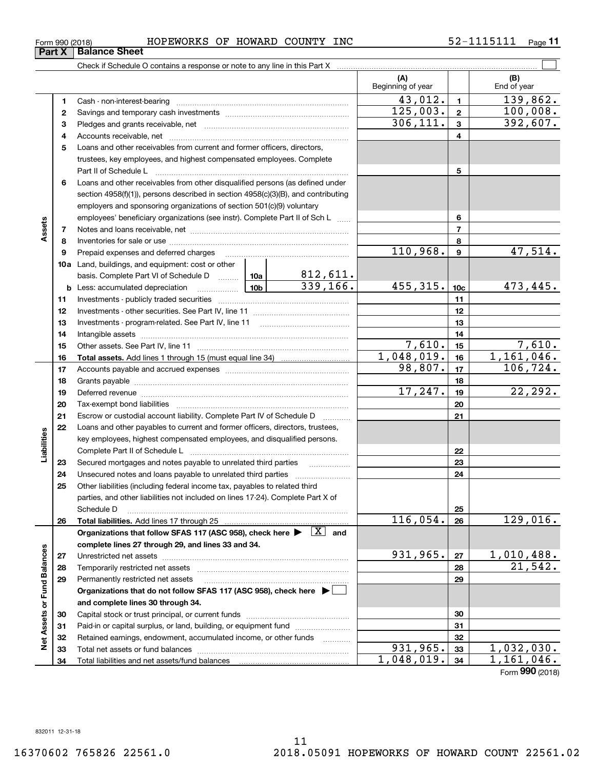Form 990 (2018) HOPEWORKS OF HOWARD COUNTY INC 52-1115111 Page 11

## Part X Balance Sheet

Check if Schedule O contains a response or note to any line in this Part X

| | | | | (A) Beginning of year | | (B) End of year |
|---|---|---|---|---|---|---|
| Assets | 1 | Cash - non-interest-bearing | | 43,012. | 1 | 139,862. |
| | 2 | Savings and temporary cash investments | | 125,003. | 2 | 100,008. |
| | 3 | Pledges and grants receivable, net | | 306,111. | 3 | 392,607. |
| | 4 | Accounts receivable, net | | | 4 | |
| | 5 | Loans and other receivables from current and former officers, directors, trustees, key employees, and highest compensated employees. Complete Part II of Schedule L | | | 5 | |
| | 6 | Loans and other receivables from other disqualified persons (as defined under section 4958(f)(1)), persons described in section 4958(c)(3)(B), and contributing employers and sponsoring organizations of section 501(c)(9) voluntary employees' beneficiary organizations (see instr). Complete Part II of Sch L | | | 6 | |
| | 7 | Notes and loans receivable, net | | | 7 | |
| | 8 | Inventories for sale or use | | | 8 | |
| | 9 | Prepaid expenses and deferred charges | | 110,968. | 9 | 47,514. |
| | 10a | Land, buildings, and equipment: cost or other basis. Complete Part VI of Schedule D | 10a 812,611. | | | |
| | b | Less: accumulated depreciation | 10b 339,166. | 455,315. | 10c | 473,445. |
| | 11 | Investments - publicly traded securities | | | 11 | |
| | 12 | Investments - other securities. See Part IV, line 11 | | | 12 | |
| | 13 | Investments - program-related. See Part IV, line 11 | | | 13 | |
| | 14 | Intangible assets | | | 14 | |
| | 15 | Other assets. See Part IV, line 11 | | 7,610. | 15 | 7,610. |
| | 16 | **Total assets.** Add lines 1 through 15 (must equal line 34) | | 1,048,019. | 16 | 1,161,046. |
| Liabilities | 17 | Accounts payable and accrued expenses | | 98,807. | 17 | 106,724. |
| | 18 | Grants payable | | | 18 | |
| | 19 | Deferred revenue | | 17,247. | 19 | 22,292. |
| | 20 | Tax-exempt bond liabilities | | | 20 | |
| | 21 | Escrow or custodial account liability. Complete Part IV of Schedule D | | | 21 | |
| | 22 | Loans and other payables to current and former officers, directors, trustees, key employees, highest compensated employees, and disqualified persons. Complete Part II of Schedule L | | | 22 | |
| | 23 | Secured mortgages and notes payable to unrelated third parties | | | 23 | |
| | 24 | Unsecured notes and loans payable to unrelated third parties | | | 24 | |
| | 25 | Other liabilities (including federal income tax, payables to related third parties, and other liabilities not included on lines 17-24). Complete Part X of Schedule D | | | 25 | |
| | 26 | **Total liabilities.** Add lines 17 through 25 | | 116,054. | 26 | 129,016. |
| Net Assets or Fund Balances | | **Organizations that follow SFAS 117 (ASC 958), check here ▶ [X] and complete lines 27 through 29, and lines 33 and 34.** | | | | |
| | 27 | Unrestricted net assets | | 931,965. | 27 | 1,010,488. |
| | 28 | Temporarily restricted net assets | | | 28 | 21,542. |
| | 29 | Permanently restricted net assets | | | 29 | |
| | | **Organizations that do not follow SFAS 117 (ASC 958), check here ▶ [ ] and complete lines 30 through 34.** | | | | |
| | 30 | Capital stock or trust principal, or current funds | | | 30 | |
| | 31 | Paid-in or capital surplus, or land, building, or equipment fund | | | 31 | |
| | 32 | Retained earnings, endowment, accumulated income, or other funds | | | 32 | |
| | 33 | Total net assets or fund balances | | 931,965. | 33 | 1,032,030. |
| | 34 | Total liabilities and net assets/fund balances | | 1,048,019. | 34 | 1,161,046. |

Form **990** (2018)

832011 12-31-18

16370602 765826 22561.0 2018.05091 HOPEWORKS OF HOWARD COUNT 22561.02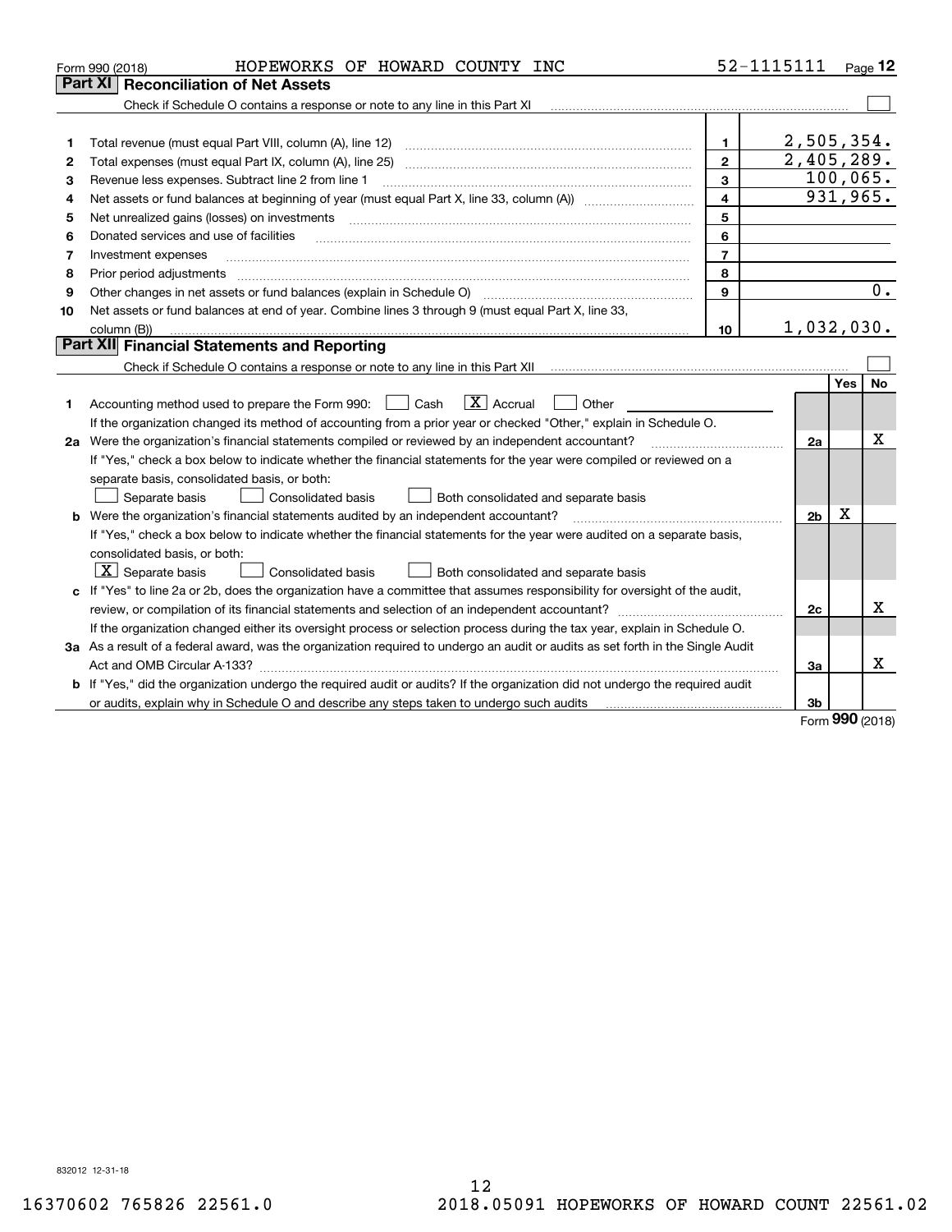Form 990 (2018) HOPEWORKS OF HOWARD COUNTY INC 52-1115111

## Part XI Reconciliation of Net Assets

Check if Schedule O contains a response or note to any line in this Part XI ☐

| | | | |
|---|---|---|---|
| 1 | Total revenue (must equal Part VIII, column (A), line 12) | 1 | 2,505,354. |
| 2 | Total expenses (must equal Part IX, column (A), line 25) | 2 | 2,405,289. |
| 3 | Revenue less expenses. Subtract line 2 from line 1 | 3 | 100,065. |
| 4 | Net assets or fund balances at beginning of year (must equal Part X, line 33, column (A)) | 4 | 931,965. |
| 5 | Net unrealized gains (losses) on investments | 5 | |
| 6 | Donated services and use of facilities | 6 | |
| 7 | Investment expenses | 7 | |
| 8 | Prior period adjustments | 8 | |
| 9 | Other changes in net assets or fund balances (explain in Schedule O) | 9 | 0. |
| 10 | Net assets or fund balances at end of year. Combine lines 3 through 9 (must equal Part X, line 33, column (B)) | 10 | 1,032,030. |

## Part XII Financial Statements and Reporting

Check if Schedule O contains a response or note to any line in this Part XII ☐

| | | | Yes | No |
|---|---|---|---|---|
| 1 | Accounting method used to prepare the Form 990: ☐ Cash ☒ Accrual ☐ Other<br>If the organization changed its method of accounting from a prior year or checked "Other," explain in Schedule O. | | | |
| 2a | Were the organization's financial statements compiled or reviewed by an independent accountant?<br>If "Yes," check a box below to indicate whether the financial statements for the year were compiled or reviewed on a separate basis, consolidated basis, or both:<br>☐ Separate basis ☐ Consolidated basis ☐ Both consolidated and separate basis | 2a | | X |
| b | Were the organization's financial statements audited by an independent accountant?<br>If "Yes," check a box below to indicate whether the financial statements for the year were audited on a separate basis, consolidated basis, or both:<br>☒ Separate basis ☐ Consolidated basis ☐ Both consolidated and separate basis | 2b | X | |
| c | If "Yes" to line 2a or 2b, does the organization have a committee that assumes responsibility for oversight of the audit, review, or compilation of its financial statements and selection of an independent accountant?<br>If the organization changed either its oversight process or selection process during the tax year, explain in Schedule O. | 2c | | X |
| 3a | As a result of a federal award, was the organization required to undergo an audit or audits as set forth in the Single Audit Act and OMB Circular A-133? | 3a | | X |
| b | If "Yes," did the organization undergo the required audit or audits? If the organization did not undergo the required audit or audits, explain why in Schedule O and describe any steps taken to undergo such audits | 3b | | |

Form **990** (2018)

832012 12-31-18

16370602 765826 22561.0 2018.05091 HOPEWORKS OF HOWARD COUNT 22561.02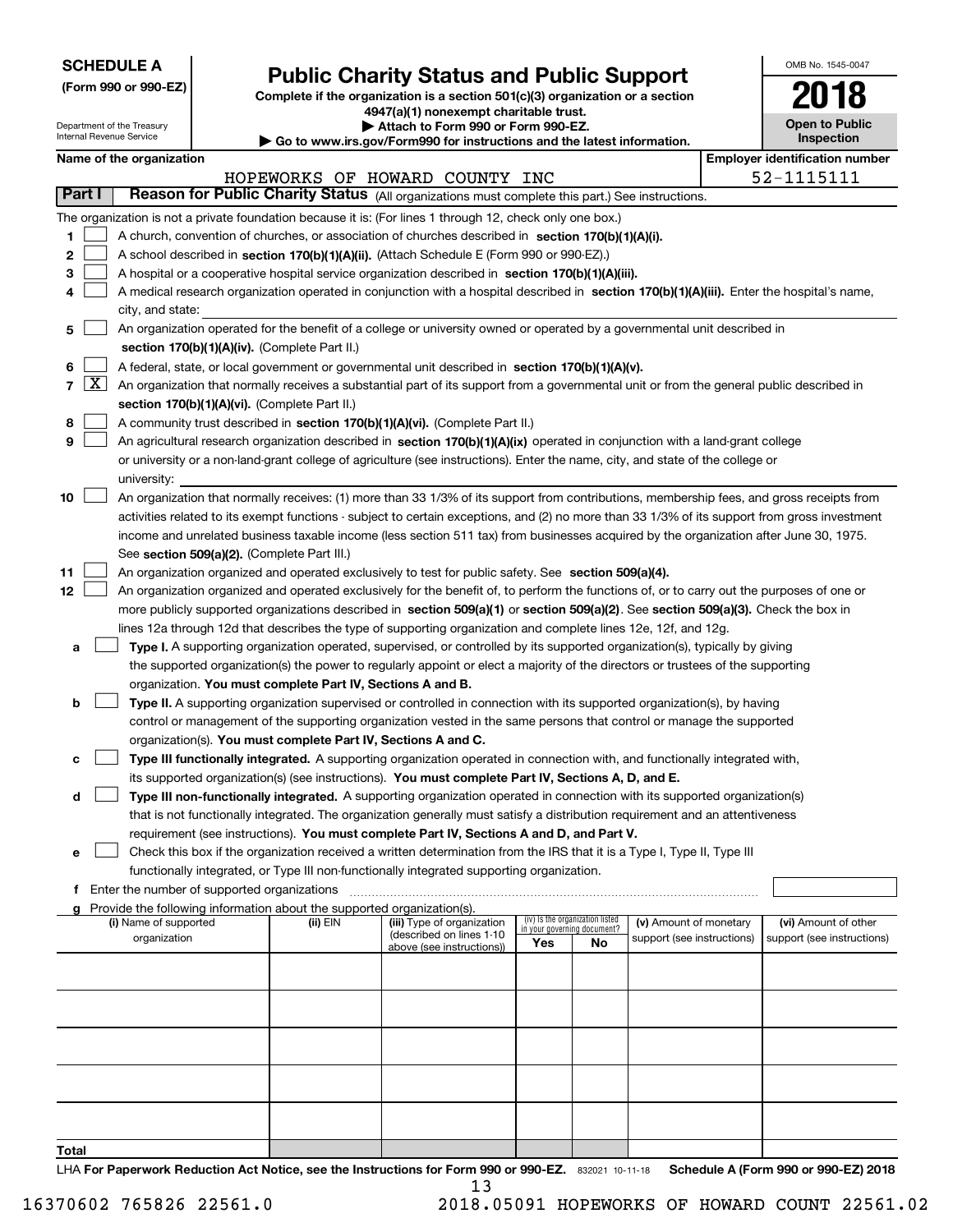**SCHEDULE A**
**(Form 990 or 990-EZ)**

Department of the Treasury
Internal Revenue Service

# Public Charity Status and Public Support

**Complete if the organization is a section 501(c)(3) organization or a section 4947(a)(1) nonexempt charitable trust.**
**▶ Attach to Form 990 or Form 990-EZ.**
**▶ Go to www.irs.gov/Form990 for instructions and the latest information.**

OMB No. 1545-0047

**2018**

**Open to Public Inspection**

**Name of the organization:** HOPEWORKS OF HOWARD COUNTY INC

**Employer identification number:** 52-1115111

## Part I — Reason for Public Charity Status (All organizations must complete this part.) See instructions.

The organization is not a private foundation because it is: (For lines 1 through 12, check only one box.)

1. [ ] A church, convention of churches, or association of churches described in **section 170(b)(1)(A)(i).**
2. [ ] A school described in **section 170(b)(1)(A)(ii).** (Attach Schedule E (Form 990 or 990-EZ).)
3. [ ] A hospital or a cooperative hospital service organization described in **section 170(b)(1)(A)(iii).**
4. [ ] A medical research organization operated in conjunction with a hospital described in **section 170(b)(1)(A)(iii).** Enter the hospital's name, city, and state:
5. [ ] An organization operated for the benefit of a college or university owned or operated by a governmental unit described in **section 170(b)(1)(A)(iv).** (Complete Part II.)
6. [ ] A federal, state, or local government or governmental unit described in **section 170(b)(1)(A)(v).**
7. [X] An organization that normally receives a substantial part of its support from a governmental unit or from the general public described in **section 170(b)(1)(A)(vi).** (Complete Part II.)
8. [ ] A community trust described in **section 170(b)(1)(A)(vi).** (Complete Part II.)
9. [ ] An agricultural research organization described in **section 170(b)(1)(A)(ix)** operated in conjunction with a land-grant college or university or a non-land-grant college of agriculture (see instructions). Enter the name, city, and state of the college or university:
10. [ ] An organization that normally receives: (1) more than 33 1/3% of its support from contributions, membership fees, and gross receipts from activities related to its exempt functions - subject to certain exceptions, and (2) no more than 33 1/3% of its support from gross investment income and unrelated business taxable income (less section 511 tax) from businesses acquired by the organization after June 30, 1975. See **section 509(a)(2).** (Complete Part III.)
11. [ ] An organization organized and operated exclusively to test for public safety. See **section 509(a)(4).**
12. [ ] An organization organized and operated exclusively for the benefit of, to perform the functions of, or to carry out the purposes of one or more publicly supported organizations described in **section 509(a)(1)** or **section 509(a)(2).** See **section 509(a)(3).** Check the box in lines 12a through 12d that describes the type of supporting organization and complete lines 12e, 12f, and 12g.
   - **a** [ ] **Type I.** A supporting organization operated, supervised, or controlled by its supported organization(s), typically by giving the supported organization(s) the power to regularly appoint or elect a majority of the directors or trustees of the supporting organization. **You must complete Part IV, Sections A and B.**
   - **b** [ ] **Type II.** A supporting organization supervised or controlled in connection with its supported organization(s), by having control or management of the supporting organization vested in the same persons that control or manage the supported organization(s). **You must complete Part IV, Sections A and C.**
   - **c** [ ] **Type III functionally integrated.** A supporting organization operated in connection with, and functionally integrated with, its supported organization(s) (see instructions). **You must complete Part IV, Sections A, D, and E.**
   - **d** [ ] **Type III non-functionally integrated.** A supporting organization operated in connection with its supported organization(s) that is not functionally integrated. The organization generally must satisfy a distribution requirement and an attentiveness requirement (see instructions). **You must complete Part IV, Sections A and D, and Part V.**
   - **e** [ ] Check this box if the organization received a written determination from the IRS that it is a Type I, Type II, Type III functionally integrated, or Type III non-functionally integrated supporting organization.
   - **f** Enter the number of supported organizations
   - **g** Provide the following information about the supported organization(s).

| (i) Name of supported organization | (ii) EIN | (iii) Type of organization (described on lines 1-10 above (see instructions)) | (iv) Is the organization listed in your governing document? Yes | No | (v) Amount of monetary support (see instructions) | (vi) Amount of other support (see instructions) |
|---|---|---|---|---|---|---|
| | | | | | | |
| | | | | | | |
| | | | | | | |
| | | | | | | |
| | | | | | | |
| **Total** | | | | | | |

LHA **For Paperwork Reduction Act Notice, see the Instructions for Form 990 or 990-EZ.** 832021 10-11-18 **Schedule A (Form 990 or 990-EZ) 2018**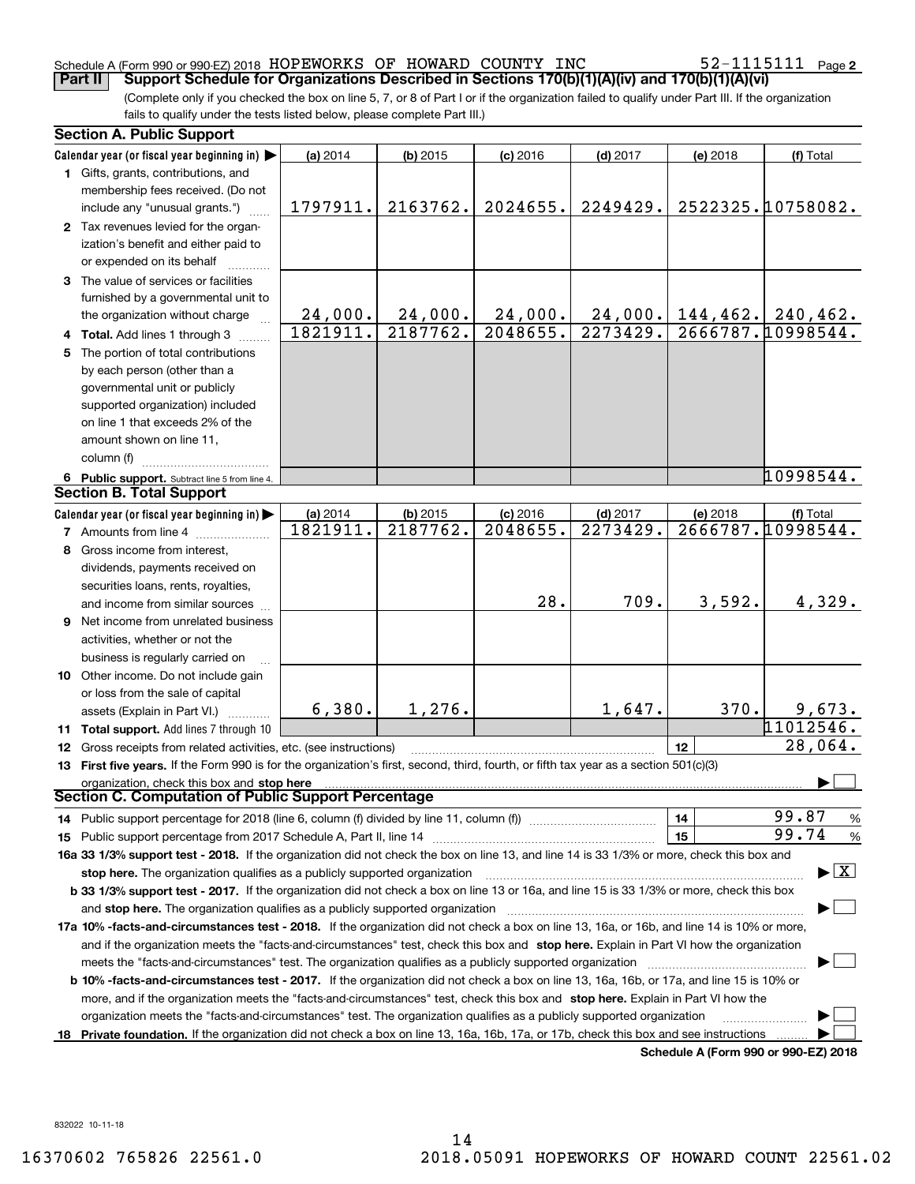Schedule A (Form 990 or 990-EZ) 2018 HOPEWORKS OF HOWARD COUNTY INC 52-1115111 Page 2

**Part II Support Schedule for Organizations Described in Sections 170(b)(1)(A)(iv) and 170(b)(1)(A)(vi)**

(Complete only if you checked the box on line 5, 7, or 8 of Part I or if the organization failed to qualify under Part III. If the organization fails to qualify under the tests listed below, please complete Part III.)

**Section A. Public Support**

| Calendar year (or fiscal year beginning in) ▶ | (a) 2014 | (b) 2015 | (c) 2016 | (d) 2017 | (e) 2018 | (f) Total |
|---|---|---|---|---|---|---|
| 1 Gifts, grants, contributions, and membership fees received. (Do not include any "unusual grants.") | 1797911. | 2163762. | 2024655. | 2249429. | 2522325. | 10758082. |
| 2 Tax revenues levied for the organization's benefit and either paid to or expended on its behalf | | | | | | |
| 3 The value of services or facilities furnished by a governmental unit to the organization without charge | 24,000. | 24,000. | 24,000. | 24,000. | 144,462. | 240,462. |
| 4 **Total.** Add lines 1 through 3 | 1821911. | 2187762. | 2048655. | 2273429. | 2666787. | 10998544. |
| 5 The portion of total contributions by each person (other than a governmental unit or publicly supported organization) included on line 1 that exceeds 2% of the amount shown on line 11, column (f) | | | | | | |
| 6 **Public support.** Subtract line 5 from line 4. | | | | | | 10998544. |

**Section B. Total Support**

| Calendar year (or fiscal year beginning in) ▶ | (a) 2014 | (b) 2015 | (c) 2016 | (d) 2017 | (e) 2018 | (f) Total |
|---|---|---|---|---|---|---|
| 7 Amounts from line 4 | 1821911. | 2187762. | 2048655. | 2273429. | 2666787. | 10998544. |
| 8 Gross income from interest, dividends, payments received on securities loans, rents, royalties, and income from similar sources | | | 28. | 709. | 3,592. | 4,329. |
| 9 Net income from unrelated business activities, whether or not the business is regularly carried on | | | | | | |
| 10 Other income. Do not include gain or loss from the sale of capital assets (Explain in Part VI.) | 6,380. | 1,276. | | 1,647. | 370. | 9,673. |
| 11 **Total support.** Add lines 7 through 10 | | | | | | 11012546. |

12 Gross receipts from related activities, etc. (see instructions) | 12 | 28,064.

13 **First five years.** If the Form 990 is for the organization's first, second, third, fourth, or fifth tax year as a section 501(c)(3) organization, check this box and **stop here** ▶ ☐

**Section C. Computation of Public Support Percentage**

14 Public support percentage for 2018 (line 6, column (f) divided by line 11, column (f)) | 14 | 99.87 %

15 Public support percentage from 2017 Schedule A, Part II, line 14 | 15 | 99.74 %

**16a 33 1/3% support test - 2018.** If the organization did not check the box on line 13, and line 14 is 33 1/3% or more, check this box and **stop here.** The organization qualifies as a publicly supported organization ▶ ☒

**b 33 1/3% support test - 2017.** If the organization did not check a box on line 13 or 16a, and line 15 is 33 1/3% or more, check this box and **stop here.** The organization qualifies as a publicly supported organization ▶ ☐

**17a 10% -facts-and-circumstances test - 2018.** If the organization did not check a box on line 13, 16a, or 16b, and line 14 is 10% or more, and if the organization meets the "facts-and-circumstances" test, check this box and **stop here.** Explain in Part VI how the organization meets the "facts-and-circumstances" test. The organization qualifies as a publicly supported organization ▶ ☐

**b 10% -facts-and-circumstances test - 2017.** If the organization did not check a box on line 13, 16a, 16b, or 17a, and line 15 is 10% or more, and if the organization meets the "facts-and-circumstances" test, check this box and **stop here.** Explain in Part VI how the organization meets the "facts-and-circumstances" test. The organization qualifies as a publicly supported organization ▶ ☐

**18 Private foundation.** If the organization did not check a box on line 13, 16a, 16b, 17a, or 17b, check this box and see instructions ▶ ☐

**Schedule A (Form 990 or 990-EZ) 2018**

832022 10-11-18

16370602 765826 22561.0 2018.05091 HOPEWORKS OF HOWARD COUNT 22561.02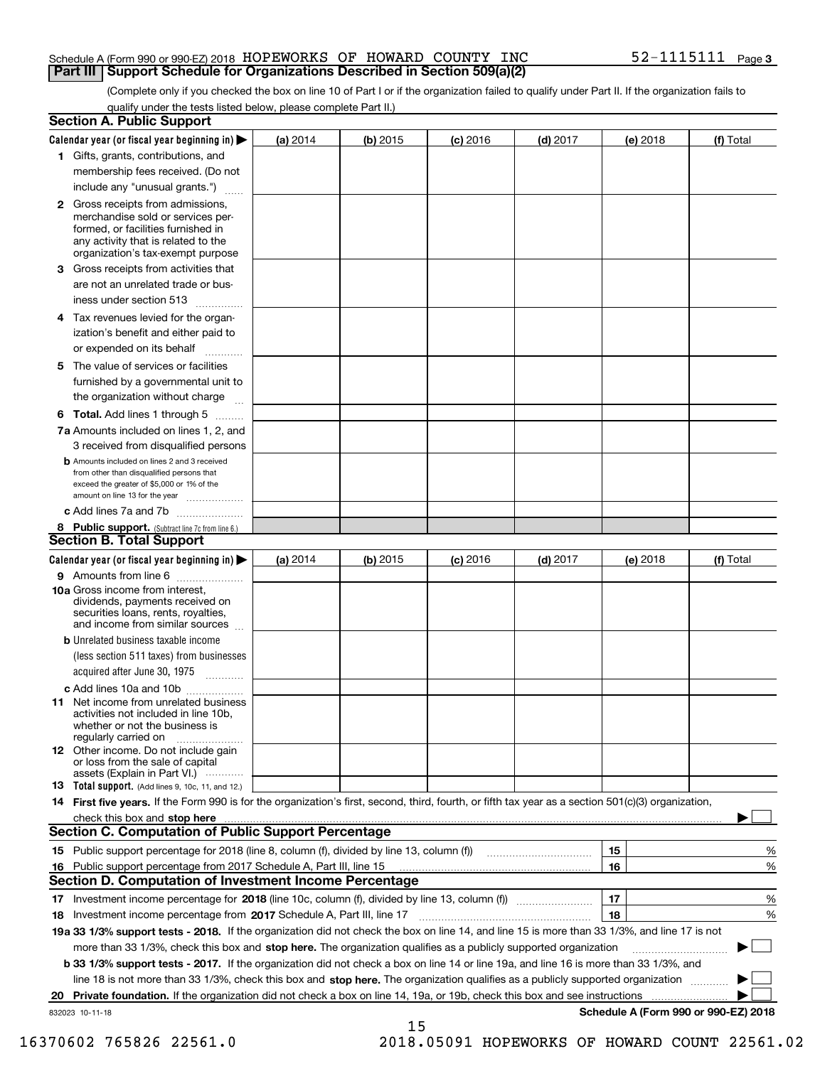Schedule A (Form 990 or 990-EZ) 2018 HOPEWORKS OF HOWARD COUNTY INC 52-1115111 Page 3

**Part III | Support Schedule for Organizations Described in Section 509(a)(2)**

(Complete only if you checked the box on line 10 of Part I or if the organization failed to qualify under Part II. If the organization fails to qualify under the tests listed below, please complete Part II.)

## Section A. Public Support

| Calendar year (or fiscal year beginning in) ▶ | (a) 2014 | (b) 2015 | (c) 2016 | (d) 2017 | (e) 2018 | (f) Total |
|---|---|---|---|---|---|---|
| **1** Gifts, grants, contributions, and membership fees received. (Do not include any "unusual grants.") | | | | | | |
| **2** Gross receipts from admissions, merchandise sold or services performed, or facilities furnished in any activity that is related to the organization's tax-exempt purpose | | | | | | |
| **3** Gross receipts from activities that are not an unrelated trade or business under section 513 | | | | | | |
| **4** Tax revenues levied for the organization's benefit and either paid to or expended on its behalf | | | | | | |
| **5** The value of services or facilities furnished by a governmental unit to the organization without charge | | | | | | |
| **6 Total.** Add lines 1 through 5 | | | | | | |
| **7a** Amounts included on lines 1, 2, and 3 received from disqualified persons | | | | | | |
| **b** Amounts included on lines 2 and 3 received from other than disqualified persons that exceed the greater of $5,000 or 1% of the amount on line 13 for the year | | | | | | |
| **c** Add lines 7a and 7b | | | | | | |
| **8 Public support.** (Subtract line 7c from line 6.) | | | | | | |

## Section B. Total Support

| Calendar year (or fiscal year beginning in) ▶ | (a) 2014 | (b) 2015 | (c) 2016 | (d) 2017 | (e) 2018 | (f) Total |
|---|---|---|---|---|---|---|
| **9** Amounts from line 6 | | | | | | |
| **10a** Gross income from interest, dividends, payments received on securities loans, rents, royalties, and income from similar sources | | | | | | |
| **b** Unrelated business taxable income (less section 511 taxes) from businesses acquired after June 30, 1975 | | | | | | |
| **c** Add lines 10a and 10b | | | | | | |
| **11** Net income from unrelated business activities not included in line 10b, whether or not the business is regularly carried on | | | | | | |
| **12** Other income. Do not include gain or loss from the sale of capital assets (Explain in Part VI.) | | | | | | |
| **13 Total support.** (Add lines 9, 10c, 11, and 12.) | | | | | | |

**14 First five years.** If the Form 990 is for the organization's first, second, third, fourth, or fifth tax year as a section 501(c)(3) organization, check this box and **stop here** ▶ ☐

## Section C. Computation of Public Support Percentage

| | | | |
|---|---|---|---|
| **15** Public support percentage for 2018 (line 8, column (f), divided by line 13, column (f)) | 15 | | % |
| **16** Public support percentage from 2017 Schedule A, Part III, line 15 | 16 | | % |

## Section D. Computation of Investment Income Percentage

| | | | |
|---|---|---|---|
| **17** Investment income percentage for **2018** (line 10c, column (f), divided by line 13, column (f)) | 17 | | % |
| **18** Investment income percentage from **2017** Schedule A, Part III, line 17 | 18 | | % |

**19a 33 1/3% support tests - 2018.** If the organization did not check the box on line 14, and line 15 is more than 33 1/3%, and line 17 is not more than 33 1/3%, check this box and **stop here.** The organization qualifies as a publicly supported organization ▶ ☐

**b 33 1/3% support tests - 2017.** If the organization did not check a box on line 14 or line 19a, and line 16 is more than 33 1/3%, and line 18 is not more than 33 1/3%, check this box and **stop here.** The organization qualifies as a publicly supported organization ▶ ☐

**20 Private foundation.** If the organization did not check a box on line 14, 19a, or 19b, check this box and see instructions ▶ ☐

832023 10-11-18 **Schedule A (Form 990 or 990-EZ) 2018**

16370602 765826 22561.0 2018.05091 HOPEWORKS OF HOWARD COUNT 22561.02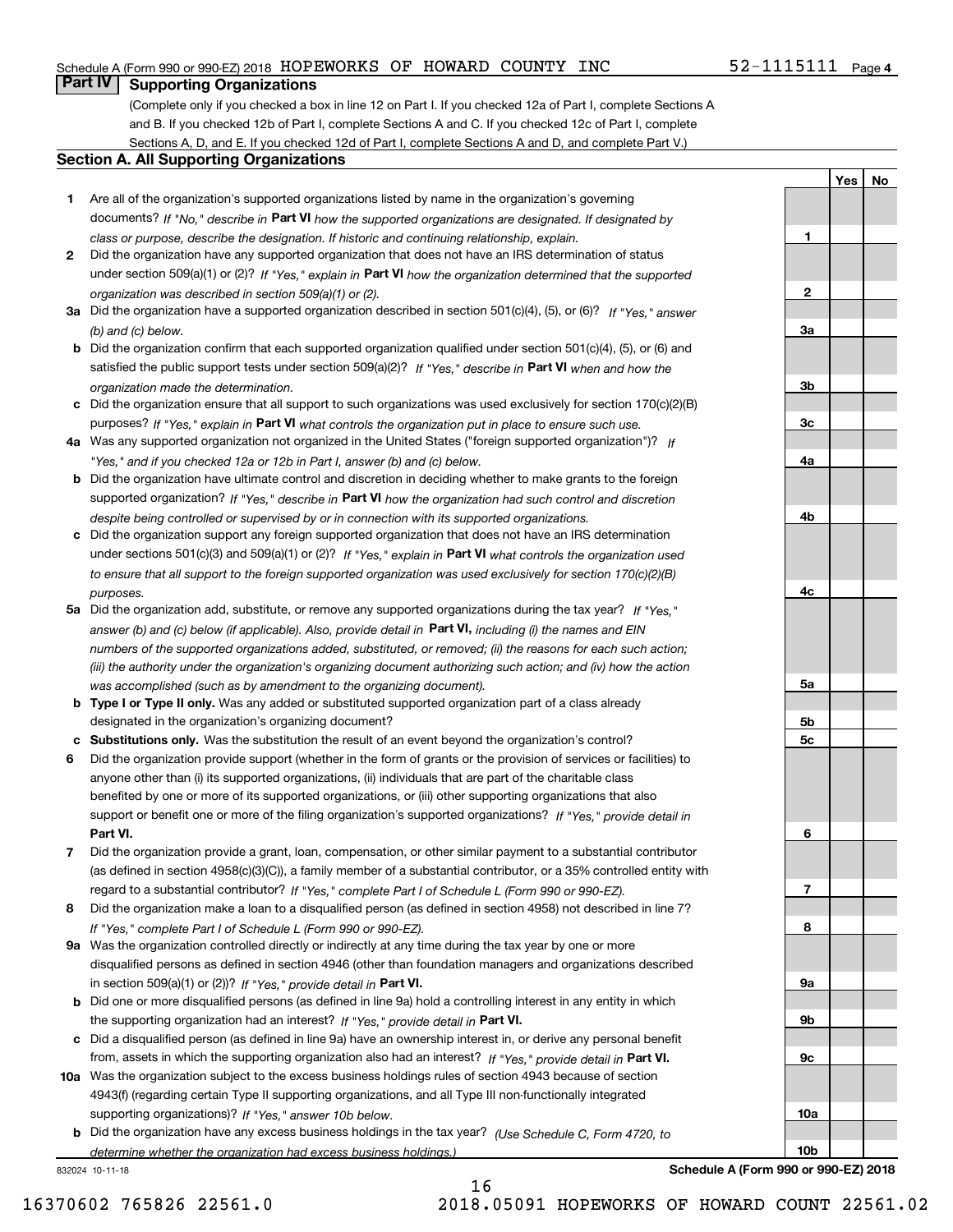Schedule A (Form 990 or 990-EZ) 2018 HOPEWORKS OF HOWARD COUNTY INC 52-1115111 Page 4

## Part IV Supporting Organizations

(Complete only if you checked a box in line 12 on Part I. If you checked 12a of Part I, complete Sections A and B. If you checked 12b of Part I, complete Sections A and C. If you checked 12c of Part I, complete Sections A, D, and E. If you checked 12d of Part I, complete Sections A and D, and complete Part V.)

### Section A. All Supporting Organizations

| | | | Yes | No |
|---|---|---|---|---|
| **1** | Are all of the organization's supported organizations listed by name in the organization's governing documents? *If "No," describe in* **Part VI** *how the supported organizations are designated. If designated by class or purpose, describe the designation. If historic and continuing relationship, explain.* | 1 | | |
| **2** | Did the organization have any supported organization that does not have an IRS determination of status under section 509(a)(1) or (2)? *If "Yes," explain in* **Part VI** *how the organization determined that the supported organization was described in section 509(a)(1) or (2).* | 2 | | |
| **3a** | Did the organization have a supported organization described in section 501(c)(4), (5), or (6)? *If "Yes," answer (b) and (c) below.* | 3a | | |
| **b** | Did the organization confirm that each supported organization qualified under section 501(c)(4), (5), or (6) and satisfied the public support tests under section 509(a)(2)? *If "Yes," describe in* **Part VI** *when and how the organization made the determination.* | 3b | | |
| **c** | Did the organization ensure that all support to such organizations was used exclusively for section 170(c)(2)(B) purposes? *If "Yes," explain in* **Part VI** *what controls the organization put in place to ensure such use.* | 3c | | |
| **4a** | Was any supported organization not organized in the United States ("foreign supported organization")? *If "Yes," and if you checked 12a or 12b in Part I, answer (b) and (c) below.* | 4a | | |
| **b** | Did the organization have ultimate control and discretion in deciding whether to make grants to the foreign supported organization? *If "Yes," describe in* **Part VI** *how the organization had such control and discretion despite being controlled or supervised by or in connection with its supported organizations.* | 4b | | |
| **c** | Did the organization support any foreign supported organization that does not have an IRS determination under sections 501(c)(3) and 509(a)(1) or (2)? *If "Yes," explain in* **Part VI** *what controls the organization used to ensure that all support to the foreign supported organization was used exclusively for section 170(c)(2)(B) purposes.* | 4c | | |
| **5a** | Did the organization add, substitute, or remove any supported organizations during the tax year? *If "Yes," answer (b) and (c) below (if applicable). Also, provide detail in* **Part VI,** *including (i) the names and EIN numbers of the supported organizations added, substituted, or removed; (ii) the reasons for each such action; (iii) the authority under the organization's organizing document authorizing such action; and (iv) how the action was accomplished (such as by amendment to the organizing document).* | 5a | | |
| **b** | **Type I or Type II only.** Was any added or substituted supported organization part of a class already designated in the organization's organizing document? | 5b | | |
| **c** | **Substitutions only.** Was the substitution the result of an event beyond the organization's control? | 5c | | |
| **6** | Did the organization provide support (whether in the form of grants or the provision of services or facilities) to anyone other than (i) its supported organizations, (ii) individuals that are part of the charitable class benefited by one or more of its supported organizations, or (iii) other supporting organizations that also support or benefit one or more of the filing organization's supported organizations? *If "Yes," provide detail in* **Part VI.** | 6 | | |
| **7** | Did the organization provide a grant, loan, compensation, or other similar payment to a substantial contributor (as defined in section 4958(c)(3)(C)), a family member of a substantial contributor, or a 35% controlled entity with regard to a substantial contributor? *If "Yes," complete Part I of Schedule L (Form 990 or 990-EZ).* | 7 | | |
| **8** | Did the organization make a loan to a disqualified person (as defined in section 4958) not described in line 7? *If "Yes," complete Part I of Schedule L (Form 990 or 990-EZ).* | 8 | | |
| **9a** | Was the organization controlled directly or indirectly at any time during the tax year by one or more disqualified persons as defined in section 4946 (other than foundation managers and organizations described in section 509(a)(1) or (2))? *If "Yes," provide detail in* **Part VI.** | 9a | | |
| **b** | Did one or more disqualified persons (as defined in line 9a) hold a controlling interest in any entity in which the supporting organization had an interest? *If "Yes," provide detail in* **Part VI.** | 9b | | |
| **c** | Did a disqualified person (as defined in line 9a) have an ownership interest in, or derive any personal benefit from, assets in which the supporting organization also had an interest? *If "Yes," provide detail in* **Part VI.** | 9c | | |
| **10a** | Was the organization subject to the excess business holdings rules of section 4943 because of section 4943(f) (regarding certain Type II supporting organizations, and all Type III non-functionally integrated supporting organizations)? *If "Yes," answer 10b below.* | 10a | | |
| **b** | Did the organization have any excess business holdings in the tax year? *(Use Schedule C, Form 4720, to determine whether the organization had excess business holdings.)* | 10b | | |

832024 10-11-18 **Schedule A (Form 990 or 990-EZ) 2018**

16370602 765826 22561.0 2018.05091 HOPEWORKS OF HOWARD COUNT 22561.02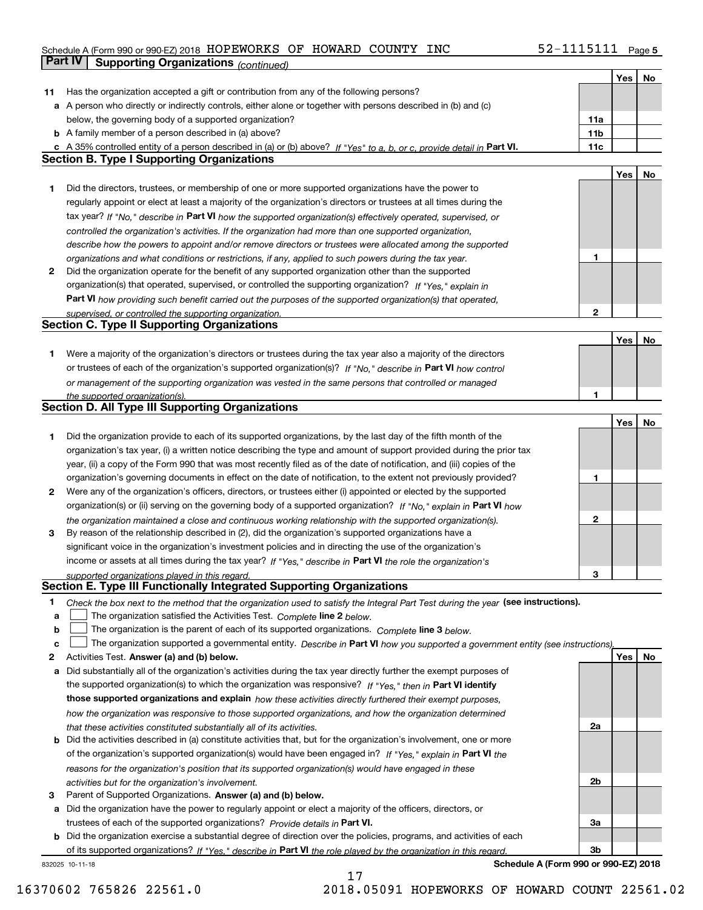Schedule A (Form 990 or 990-EZ) 2018 HOPEWORKS OF HOWARD COUNTY INC 52-1115111

## Part IV | Supporting Organizations *(continued)*

| | | | Yes | No |
|---|---|---|---|---|
| **11** | Has the organization accepted a gift or contribution from any of the following persons? | | | |
| **a** | A person who directly or indirectly controls, either alone or together with persons described in (b) and (c) below, the governing body of a supported organization? | **11a** | | |
| **b** | A family member of a person described in (a) above? | **11b** | | |
| **c** | A 35% controlled entity of a person described in (a) or (b) above? *If "Yes" to a, b, or c, provide detail in* **Part VI.** | **11c** | | |

### Section B. Type I Supporting Organizations

| | | | Yes | No |
|---|---|---|---|---|
| **1** | Did the directors, trustees, or membership of one or more supported organizations have the power to regularly appoint or elect at least a majority of the organization's directors or trustees at all times during the tax year? *If "No," describe in* **Part VI** *how the supported organization(s) effectively operated, supervised, or controlled the organization's activities. If the organization had more than one supported organization, describe how the powers to appoint and/or remove directors or trustees were allocated among the supported organizations and what conditions or restrictions, if any, applied to such powers during the tax year.* | **1** | | |
| **2** | Did the organization operate for the benefit of any supported organization other than the supported organization(s) that operated, supervised, or controlled the supporting organization? *If "Yes," explain in* **Part VI** *how providing such benefit carried out the purposes of the supported organization(s) that operated, supervised, or controlled the supporting organization.* | **2** | | |

### Section C. Type II Supporting Organizations

| | | | Yes | No |
|---|---|---|---|---|
| **1** | Were a majority of the organization's directors or trustees during the tax year also a majority of the directors or trustees of each of the organization's supported organization(s)? *If "No," describe in* **Part VI** *how control or management of the supporting organization was vested in the same persons that controlled or managed the supported organization(s).* | **1** | | |

### Section D. All Type III Supporting Organizations

| | | | Yes | No |
|---|---|---|---|---|
| **1** | Did the organization provide to each of its supported organizations, by the last day of the fifth month of the organization's tax year, (i) a written notice describing the type and amount of support provided during the prior tax year, (ii) a copy of the Form 990 that was most recently filed as of the date of notification, and (iii) copies of the organization's governing documents in effect on the date of notification, to the extent not previously provided? | **1** | | |
| **2** | Were any of the organization's officers, directors, or trustees either (i) appointed or elected by the supported organization(s) or (ii) serving on the governing body of a supported organization? *If "No," explain in* **Part VI** *how the organization maintained a close and continuous working relationship with the supported organization(s).* | **2** | | |
| **3** | By reason of the relationship described in (2), did the organization's supported organizations have a significant voice in the organization's investment policies and in directing the use of the organization's income or assets at all times during the tax year? *If "Yes," describe in* **Part VI** *the role the organization's supported organizations played in this regard.* | **3** | | |

### Section E. Type III Functionally Integrated Supporting Organizations

**1** *Check the box next to the method that the organization used to satisfy the Integral Part Test during the year* **(see instructions).**

- **a** ☐ The organization satisfied the Activities Test. *Complete* **line 2** *below.*
- **b** ☐ The organization is the parent of each of its supported organizations. *Complete* **line 3** *below.*
- **c** ☐ The organization supported a governmental entity. *Describe in* **Part VI** *how you supported a government entity (see instructions).*

| | | | Yes | No |
|---|---|---|---|---|
| **2** | Activities Test. **Answer (a) and (b) below.** | | | |
| **a** | Did substantially all of the organization's activities during the tax year directly further the exempt purposes of the supported organization(s) to which the organization was responsive? *If "Yes," then in* **Part VI identify those supported organizations and explain** *how these activities directly furthered their exempt purposes, how the organization was responsive to those supported organizations, and how the organization determined that these activities constituted substantially all of its activities.* | **2a** | | |
| **b** | Did the activities described in (a) constitute activities that, but for the organization's involvement, one or more of the organization's supported organization(s) would have been engaged in? *If "Yes," explain in* **Part VI** *the reasons for the organization's position that its supported organization(s) would have engaged in these activities but for the organization's involvement.* | **2b** | | |
| **3** | Parent of Supported Organizations. **Answer (a) and (b) below.** | | | |
| **a** | Did the organization have the power to regularly appoint or elect a majority of the officers, directors, or trustees of each of the supported organizations? *Provide details in* **Part VI.** | **3a** | | |
| **b** | Did the organization exercise a substantial degree of direction over the policies, programs, and activities of each of its supported organizations? *If "Yes," describe in* **Part VI** *the role played by the organization in this regard.* | **3b** | | |

832025 10-11-18 **Schedule A (Form 990 or 990-EZ) 2018**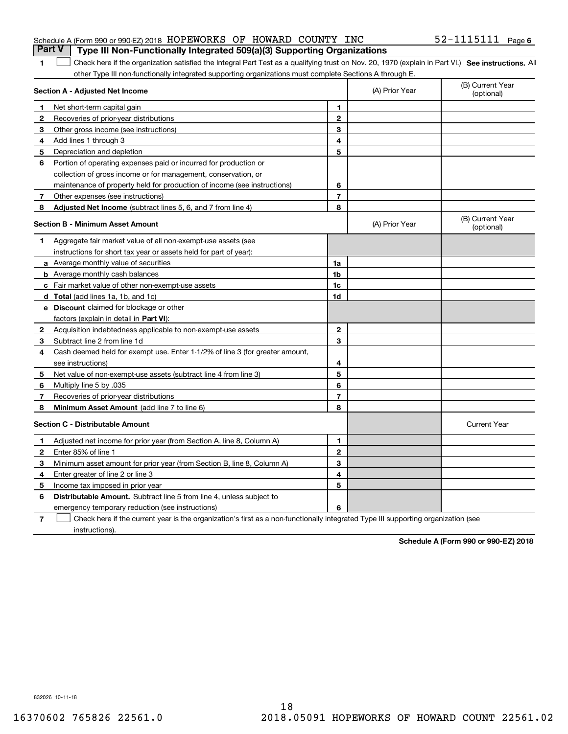Schedule A (Form 990 or 990-EZ) 2018 HOPEWORKS OF HOWARD COUNTY INC 52-1115111 Page 6

**Part V** **Type III Non-Functionally Integrated 509(a)(3) Supporting Organizations**

1 ☐ Check here if the organization satisfied the Integral Part Test as a qualifying trust on Nov. 20, 1970 (explain in Part VI.) **See instructions.** All other Type III non-functionally integrated supporting organizations must complete Sections A through E.

| **Section A - Adjusted Net Income** | | | (A) Prior Year | (B) Current Year (optional) |
|---|---|---|---|---|
| 1 | Net short-term capital gain | 1 | | |
| 2 | Recoveries of prior-year distributions | 2 | | |
| 3 | Other gross income (see instructions) | 3 | | |
| 4 | Add lines 1 through 3 | 4 | | |
| 5 | Depreciation and depletion | 5 | | |
| 6 | Portion of operating expenses paid or incurred for production or collection of gross income or for management, conservation, or maintenance of property held for production of income (see instructions) | 6 | | |
| 7 | Other expenses (see instructions) | 7 | | |
| 8 | **Adjusted Net Income** (subtract lines 5, 6, and 7 from line 4) | 8 | | |

| **Section B - Minimum Asset Amount** | | | (A) Prior Year | (B) Current Year (optional) |
|---|---|---|---|---|
| 1 | Aggregate fair market value of all non-exempt-use assets (see instructions for short tax year or assets held for part of year): | | | |
| a | Average monthly value of securities | 1a | | |
| b | Average monthly cash balances | 1b | | |
| c | Fair market value of other non-exempt-use assets | 1c | | |
| d | **Total** (add lines 1a, 1b, and 1c) | 1d | | |
| e | **Discount** claimed for blockage or other factors (explain in detail in **Part VI**): | | | |
| 2 | Acquisition indebtedness applicable to non-exempt-use assets | 2 | | |
| 3 | Subtract line 2 from line 1d | 3 | | |
| 4 | Cash deemed held for exempt use. Enter 1-1/2% of line 3 (for greater amount, see instructions) | 4 | | |
| 5 | Net value of non-exempt-use assets (subtract line 4 from line 3) | 5 | | |
| 6 | Multiply line 5 by .035 | 6 | | |
| 7 | Recoveries of prior-year distributions | 7 | | |
| 8 | **Minimum Asset Amount** (add line 7 to line 6) | 8 | | |

| **Section C - Distributable Amount** | | | | Current Year |
|---|---|---|---|---|
| 1 | Adjusted net income for prior year (from Section A, line 8, Column A) | 1 | | |
| 2 | Enter 85% of line 1 | 2 | | |
| 3 | Minimum asset amount for prior year (from Section B, line 8, Column A) | 3 | | |
| 4 | Enter greater of line 2 or line 3 | 4 | | |
| 5 | Income tax imposed in prior year | 5 | | |
| 6 | **Distributable Amount.** Subtract line 5 from line 4, unless subject to emergency temporary reduction (see instructions) | 6 | | |

7 ☐ Check here if the current year is the organization's first as a non-functionally integrated Type III supporting organization (see instructions).

**Schedule A (Form 990 or 990-EZ) 2018**

832026 10-11-18

16370602 765826 22561.0 2018.05091 HOPEWORKS OF HOWARD COUNT 22561.02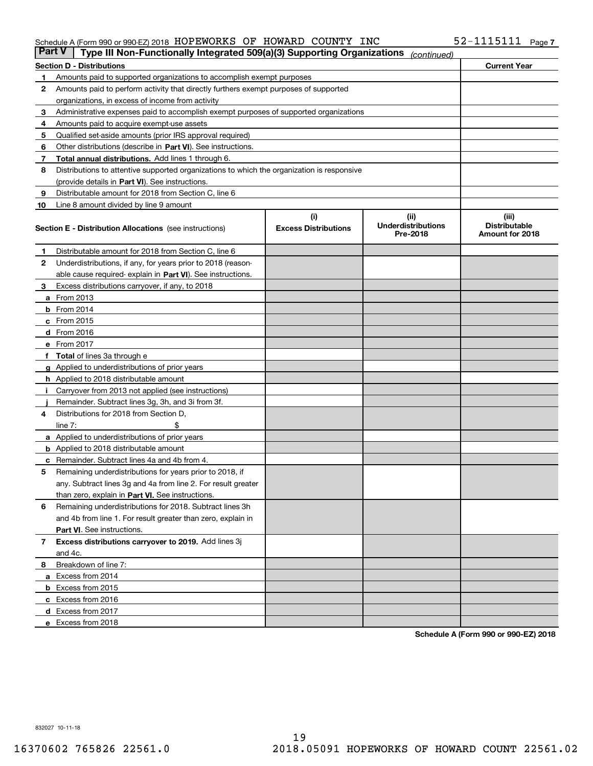Schedule A (Form 990 or 990-EZ) 2018 HOPEWORKS OF HOWARD COUNTY INC 52-1115111 Page 7

## Part V Type III Non-Functionally Integrated 509(a)(3) Supporting Organizations *(continued)*

| Section D - Distributions | | Current Year |
|---|---|---|
| 1 | Amounts paid to supported organizations to accomplish exempt purposes | |
| 2 | Amounts paid to perform activity that directly furthers exempt purposes of supported organizations, in excess of income from activity | |
| 3 | Administrative expenses paid to accomplish exempt purposes of supported organizations | |
| 4 | Amounts paid to acquire exempt-use assets | |
| 5 | Qualified set-aside amounts (prior IRS approval required) | |
| 6 | Other distributions (describe in **Part VI**). See instructions. | |
| 7 | **Total annual distributions.** Add lines 1 through 6. | |
| 8 | Distributions to attentive supported organizations to which the organization is responsive (provide details in **Part VI**). See instructions. | |
| 9 | Distributable amount for 2018 from Section C, line 6 | |
| 10 | Line 8 amount divided by line 9 amount | |

| Section E - Distribution Allocations (see instructions) | (i) Excess Distributions | (ii) Underdistributions Pre-2018 | (iii) Distributable Amount for 2018 |
|---|---|---|---|
| 1 Distributable amount for 2018 from Section C, line 6 | | | |
| 2 Underdistributions, if any, for years prior to 2018 (reasonable cause required- explain in **Part VI**). See instructions. | | | |
| 3 Excess distributions carryover, if any, to 2018 | | | |
| a From 2013 | | | |
| b From 2014 | | | |
| c From 2015 | | | |
| d From 2016 | | | |
| e From 2017 | | | |
| f **Total** of lines 3a through e | | | |
| g Applied to underdistributions of prior years | | | |
| h Applied to 2018 distributable amount | | | |
| i Carryover from 2013 not applied (see instructions) | | | |
| j Remainder. Subtract lines 3g, 3h, and 3i from 3f. | | | |
| 4 Distributions for 2018 from Section D, line 7: $ | | | |
| a Applied to underdistributions of prior years | | | |
| b Applied to 2018 distributable amount | | | |
| c Remainder. Subtract lines 4a and 4b from 4. | | | |
| 5 Remaining underdistributions for years prior to 2018, if any. Subtract lines 3g and 4a from line 2. For result greater than zero, explain in **Part VI**. See instructions. | | | |
| 6 Remaining underdistributions for 2018. Subtract lines 3h and 4b from line 1. For result greater than zero, explain in **Part VI**. See instructions. | | | |
| 7 **Excess distributions carryover to 2019.** Add lines 3j and 4c. | | | |
| 8 Breakdown of line 7: | | | |
| a Excess from 2014 | | | |
| b Excess from 2015 | | | |
| c Excess from 2016 | | | |
| d Excess from 2017 | | | |
| e Excess from 2018 | | | |

**Schedule A (Form 990 or 990-EZ) 2018**

832027 10-11-18

16370602 765826 22561.0 2018.05091 HOPEWORKS OF HOWARD COUNT 22561.02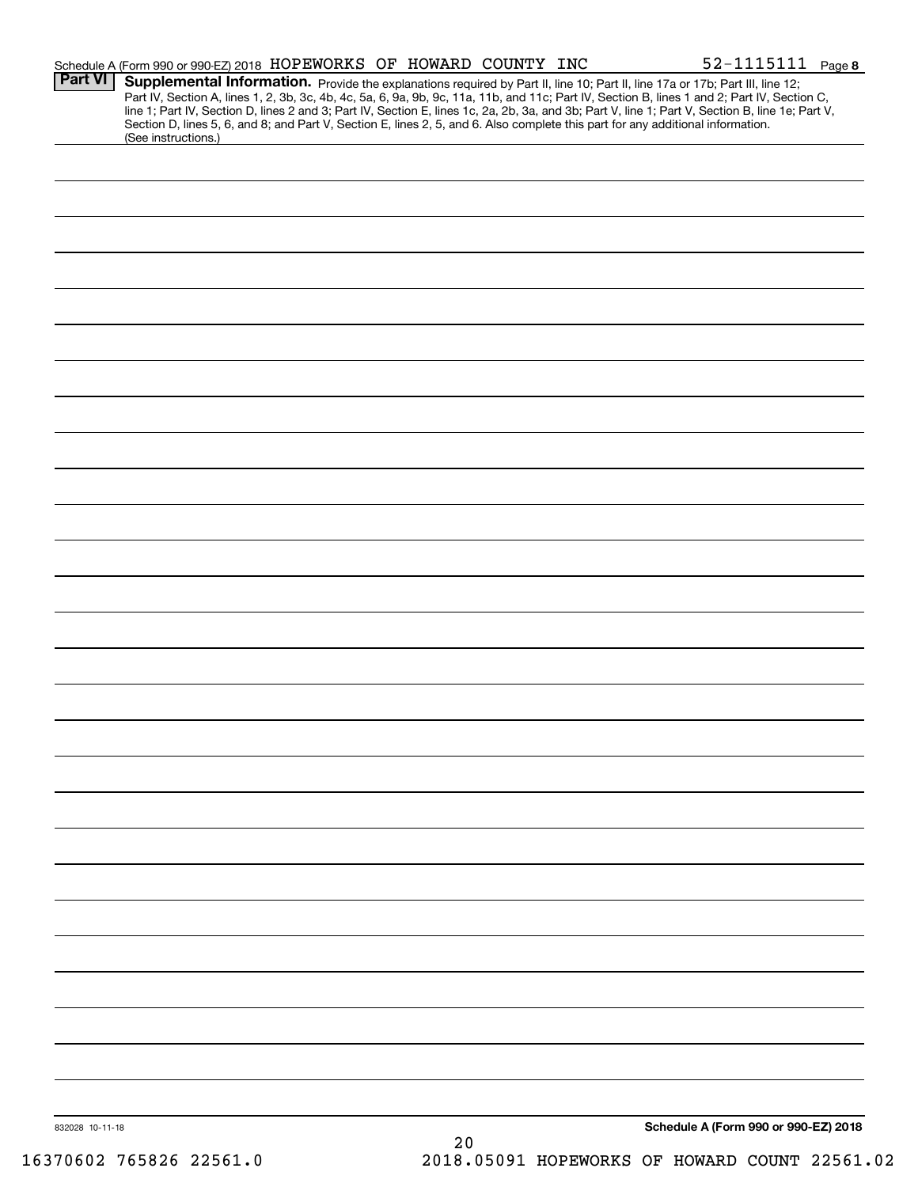Schedule A (Form 990 or 990-EZ) 2018 HOPEWORKS OF HOWARD COUNTY INC 52-1115111 Page 8

**Part VI Supplemental Information.** Provide the explanations required by Part II, line 10; Part II, line 17a or 17b; Part III, line 12; Part IV, Section A, lines 1, 2, 3b, 3c, 4b, 4c, 5a, 6, 9a, 9b, 9c, 11a, 11b, and 11c; Part IV, Section B, lines 1 and 2; Part IV, Section C, line 1; Part IV, Section D, lines 2 and 3; Part IV, Section E, lines 1c, 2a, 2b, 3a, and 3b; Part V, line 1; Part V, Section B, line 1e; Part V, Section D, lines 5, 6, and 8; and Part V, Section E, lines 2, 5, and 6. Also complete this part for any additional information. (See instructions.)

832028 10-11-18

**Schedule A (Form 990 or 990-EZ) 2018**

16370602 765826 22561.0 2018.05091 HOPEWORKS OF HOWARD COUNT 22561.02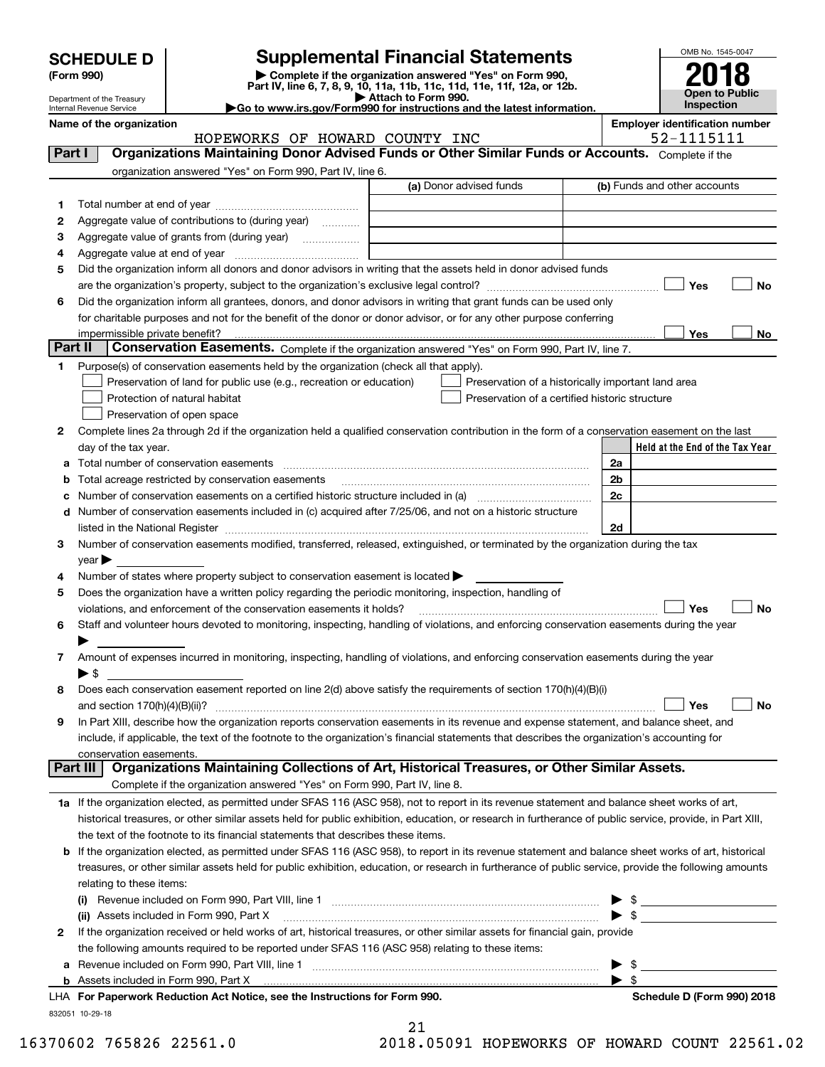# SCHEDULE D (Form 990)

Department of the Treasury
Internal Revenue Service

## Supplemental Financial Statements

▶ Complete if the organization answered "Yes" on Form 990, Part IV, line 6, 7, 8, 9, 10, 11a, 11b, 11c, 11d, 11e, 11f, 12a, or 12b.
▶ Attach to Form 990.
▶Go to www.irs.gov/Form990 for instructions and the latest information.

OMB No. 1545-0047

**2018**

**Open to Public Inspection**

**Name of the organization:** HOPEWORKS OF HOWARD COUNTY INC

**Employer identification number:** 52-1115111

### Part I — Organizations Maintaining Donor Advised Funds or Other Similar Funds or Accounts.
Complete if the organization answered "Yes" on Form 990, Part IV, line 6.

| | | (a) Donor advised funds | (b) Funds and other accounts |
|---|---|---|---|
| 1 | Total number at end of year | | |
| 2 | Aggregate value of contributions to (during year) | | |
| 3 | Aggregate value of grants from (during year) | | |
| 4 | Aggregate value at end of year | | |

5 Did the organization inform all donors and donor advisors in writing that the assets held in donor advised funds are the organization's property, subject to the organization's exclusive legal control? ☐ Yes ☐ No

6 Did the organization inform all grantees, donors, and donor advisors in writing that grant funds can be used only for charitable purposes and not for the benefit of the donor or donor advisor, or for any other purpose conferring impermissible private benefit? ☐ Yes ☐ No

### Part II — Conservation Easements.
Complete if the organization answered "Yes" on Form 990, Part IV, line 7.

1 Purpose(s) of conservation easements held by the organization (check all that apply).

- ☐ Preservation of land for public use (e.g., recreation or education)
- ☐ Preservation of a historically important land area
- ☐ Protection of natural habitat
- ☐ Preservation of a certified historic structure
- ☐ Preservation of open space

2 Complete lines 2a through 2d if the organization held a qualified conservation contribution in the form of a conservation easement on the last day of the tax year.

| | | | Held at the End of the Tax Year |
|---|---|---|---|
| a | Total number of conservation easements | 2a | |
| b | Total acreage restricted by conservation easements | 2b | |
| c | Number of conservation easements on a certified historic structure included in (a) | 2c | |
| d | Number of conservation easements included in (c) acquired after 7/25/06, and not on a historic structure listed in the National Register | 2d | |

3 Number of conservation easements modified, transferred, released, extinguished, or terminated by the organization during the tax year ▶

4 Number of states where property subject to conservation easement is located ▶

5 Does the organization have a written policy regarding the periodic monitoring, inspection, handling of violations, and enforcement of the conservation easements it holds? ☐ Yes ☐ No

6 Staff and volunteer hours devoted to monitoring, inspecting, handling of violations, and enforcing conservation easements during the year ▶

7 Amount of expenses incurred in monitoring, inspecting, handling of violations, and enforcing conservation easements during the year ▶ $

8 Does each conservation easement reported on line 2(d) above satisfy the requirements of section 170(h)(4)(B)(i) and section 170(h)(4)(B)(ii)? ☐ Yes ☐ No

9 In Part XIII, describe how the organization reports conservation easements in its revenue and expense statement, and balance sheet, and include, if applicable, the text of the footnote to the organization's financial statements that describes the organization's accounting for conservation easements.

### Part III — Organizations Maintaining Collections of Art, Historical Treasures, or Other Similar Assets.
Complete if the organization answered "Yes" on Form 990, Part IV, line 8.

1a If the organization elected, as permitted under SFAS 116 (ASC 958), not to report in its revenue statement and balance sheet works of art, historical treasures, or other similar assets held for public exhibition, education, or research in furtherance of public service, provide, in Part XIII, the text of the footnote to its financial statements that describes these items.

b If the organization elected, as permitted under SFAS 116 (ASC 958), to report in its revenue statement and balance sheet works of art, historical treasures, or other similar assets held for public exhibition, education, or research in furtherance of public service, provide the following amounts relating to these items:

(i) Revenue included on Form 990, Part VIII, line 1 ▶ $

(ii) Assets included in Form 990, Part X ▶ $

2 If the organization received or held works of art, historical treasures, or other similar assets for financial gain, provide the following amounts required to be reported under SFAS 116 (ASC 958) relating to these items:

a Revenue included on Form 990, Part VIII, line 1 ▶ $

b Assets included in Form 990, Part X ▶ $

**LHA For Paperwork Reduction Act Notice, see the Instructions for Form 990.** **Schedule D (Form 990) 2018**

832051 10-29-18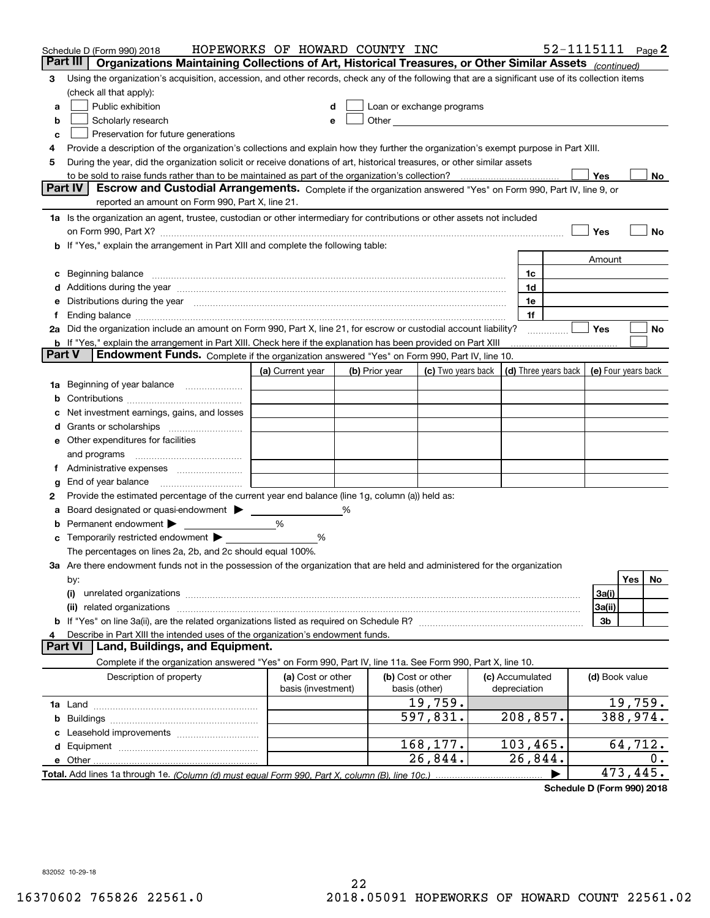Schedule D (Form 990) 2018 HOPEWORKS OF HOWARD COUNTY INC 52-1115111 Page 2

## Part III Organizations Maintaining Collections of Art, Historical Treasures, or Other Similar Assets *(continued)*

3 Using the organization's acquisition, accession, and other records, check any of the following that are a significant use of its collection items (check all that apply):

a ☐ Public exhibition
b ☐ Scholarly research
c ☐ Preservation for future generations
d ☐ Loan or exchange programs
e ☐ Other

4 Provide a description of the organization's collections and explain how they further the organization's exempt purpose in Part XIII.

5 During the year, did the organization solicit or receive donations of art, historical treasures, or other similar assets to be sold to raise funds rather than to be maintained as part of the organization's collection? ☐ Yes ☐ No

## Part IV Escrow and Custodial Arrangements.

Complete if the organization answered "Yes" on Form 990, Part IV, line 9, or reported an amount on Form 990, Part X, line 21.

1a Is the organization an agent, trustee, custodian or other intermediary for contributions or other assets not included on Form 990, Part X? ☐ Yes ☐ No

b If "Yes," explain the arrangement in Part XIII and complete the following table:

| | | Amount |
|---|---|---|
| c Beginning balance | 1c | |
| d Additions during the year | 1d | |
| e Distributions during the year | 1e | |
| f Ending balance | 1f | |

2a Did the organization include an amount on Form 990, Part X, line 21, for escrow or custodial account liability? ☐ Yes ☐ No

b If "Yes," explain the arrangement in Part XIII. Check here if the explanation has been provided on Part XIII ☐

## Part V Endowment Funds.

Complete if the organization answered "Yes" on Form 990, Part IV, line 10.

| | (a) Current year | (b) Prior year | (c) Two years back | (d) Three years back | (e) Four years back |
|---|---|---|---|---|---|
| 1a Beginning of year balance | | | | | |
| b Contributions | | | | | |
| c Net investment earnings, gains, and losses | | | | | |
| d Grants or scholarships | | | | | |
| e Other expenditures for facilities and programs | | | | | |
| f Administrative expenses | | | | | |
| g End of year balance | | | | | |

2 Provide the estimated percentage of the current year end balance (line 1g, column (a)) held as:

a Board designated or quasi-endowment ▶ ______ %
b Permanent endowment ▶ ______ %
c Temporarily restricted endowment ▶ ______ %

The percentages on lines 2a, 2b, and 2c should equal 100%.

3a Are there endowment funds not in the possession of the organization that are held and administered for the organization by:

| | | Yes | No |
|---|---|---|---|
| (i) unrelated organizations | 3a(i) | | |
| (ii) related organizations | 3a(ii) | | |
| b If "Yes" on line 3a(ii), are the related organizations listed as required on Schedule R? | 3b | | |

4 Describe in Part XIII the intended uses of the organization's endowment funds.

## Part VI Land, Buildings, and Equipment.

Complete if the organization answered "Yes" on Form 990, Part IV, line 11a. See Form 990, Part X, line 10.

| Description of property | (a) Cost or other basis (investment) | (b) Cost or other basis (other) | (c) Accumulated depreciation | (d) Book value |
|---|---|---|---|---|
| 1a Land | | 19,759. | | 19,759. |
| b Buildings | | 597,831. | 208,857. | 388,974. |
| c Leasehold improvements | | | | |
| d Equipment | | 168,177. | 103,465. | 64,712. |
| e Other | | 26,844. | 26,844. | 0. |
| **Total.** Add lines 1a through 1e. *(Column (d) must equal Form 990, Part X, column (B), line 10c.)* | | | ▶ | 473,445. |

**Schedule D (Form 990) 2018**

832052 10-29-18

16370602 765826 22561.0 2018.05091 HOPEWORKS OF HOWARD COUNT 22561.02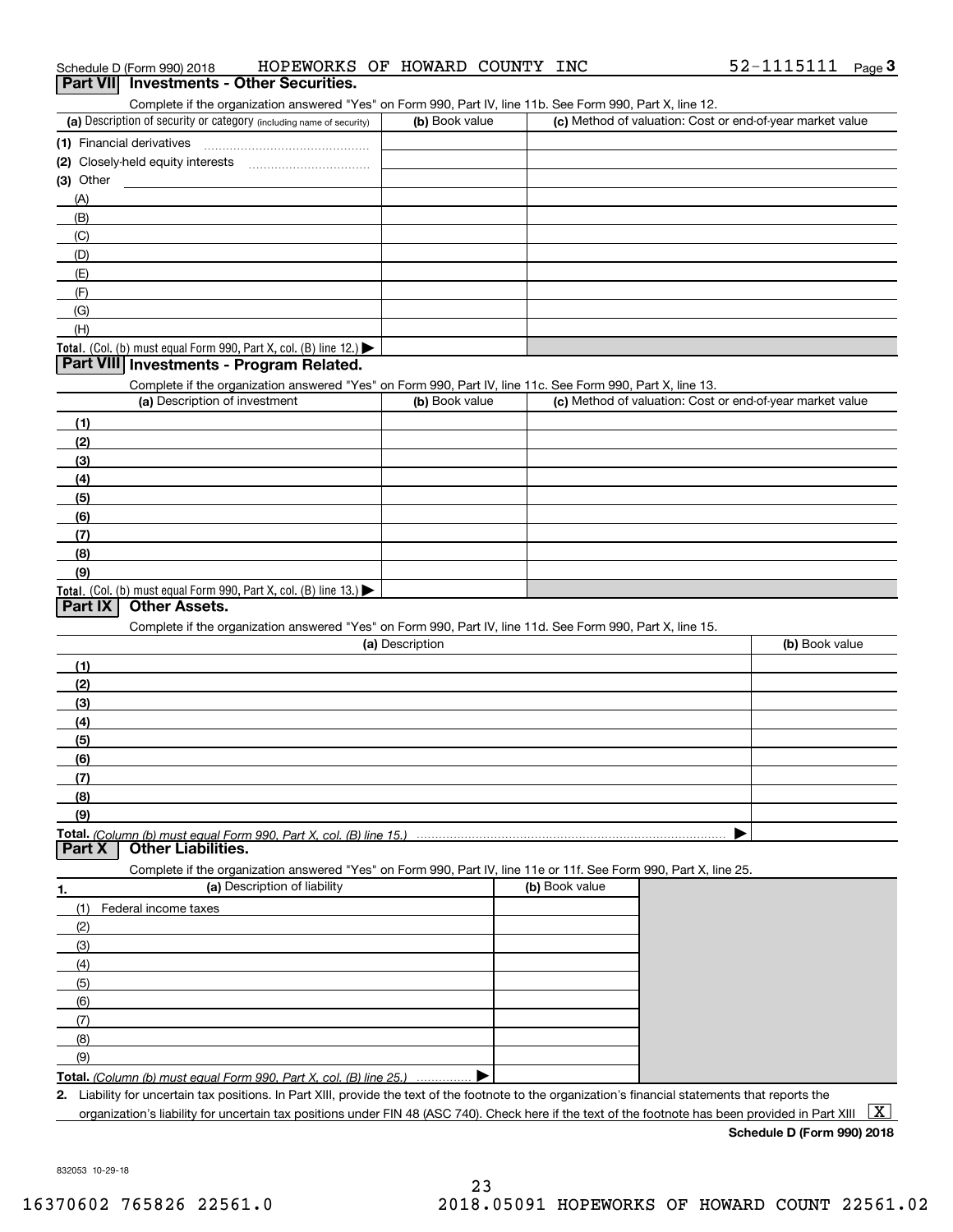Schedule D (Form 990) 2018 HOPEWORKS OF HOWARD COUNTY INC 52-1115111 Page 3

## Part VII Investments - Other Securities.

Complete if the organization answered "Yes" on Form 990, Part IV, line 11b. See Form 990, Part X, line 12.

| (a) Description of security or category (including name of security) | (b) Book value | (c) Method of valuation: Cost or end-of-year market value |
|---|---|---|
| (1) Financial derivatives | | |
| (2) Closely-held equity interests | | |
| (3) Other | | |
| (A) | | |
| (B) | | |
| (C) | | |
| (D) | | |
| (E) | | |
| (F) | | |
| (G) | | |
| (H) | | |
| **Total.** (Col. (b) must equal Form 990, Part X, col. (B) line 12.) ▶ | | |

## Part VIII Investments - Program Related.

Complete if the organization answered "Yes" on Form 990, Part IV, line 11c. See Form 990, Part X, line 13.

| (a) Description of investment | (b) Book value | (c) Method of valuation: Cost or end-of-year market value |
|---|---|---|
| (1) | | |
| (2) | | |
| (3) | | |
| (4) | | |
| (5) | | |
| (6) | | |
| (7) | | |
| (8) | | |
| (9) | | |
| **Total.** (Col. (b) must equal Form 990, Part X, col. (B) line 13.) ▶ | | |

## Part IX Other Assets.

Complete if the organization answered "Yes" on Form 990, Part IV, line 11d. See Form 990, Part X, line 15.

| (a) Description | (b) Book value |
|---|---|
| (1) | |
| (2) | |
| (3) | |
| (4) | |
| (5) | |
| (6) | |
| (7) | |
| (8) | |
| (9) | |
| **Total.** *(Column (b) must equal Form 990, Part X, col. (B) line 15.)* ▶ | |

## Part X Other Liabilities.

Complete if the organization answered "Yes" on Form 990, Part IV, line 11e or 11f. See Form 990, Part X, line 25.

| 1. (a) Description of liability | (b) Book value |
|---|---|
| (1) Federal income taxes | |
| (2) | |
| (3) | |
| (4) | |
| (5) | |
| (6) | |
| (7) | |
| (8) | |
| (9) | |
| **Total.** *(Column (b) must equal Form 990, Part X, col. (B) line 25.)* ▶ | |

**2.** Liability for uncertain tax positions. In Part XIII, provide the text of the footnote to the organization's financial statements that reports the organization's liability for uncertain tax positions under FIN 48 (ASC 740). Check here if the text of the footnote has been provided in Part XIII [X]

**Schedule D (Form 990) 2018**

832053 10-29-18

16370602 765826 22561.0 2018.05091 HOPEWORKS OF HOWARD COUNT 22561.02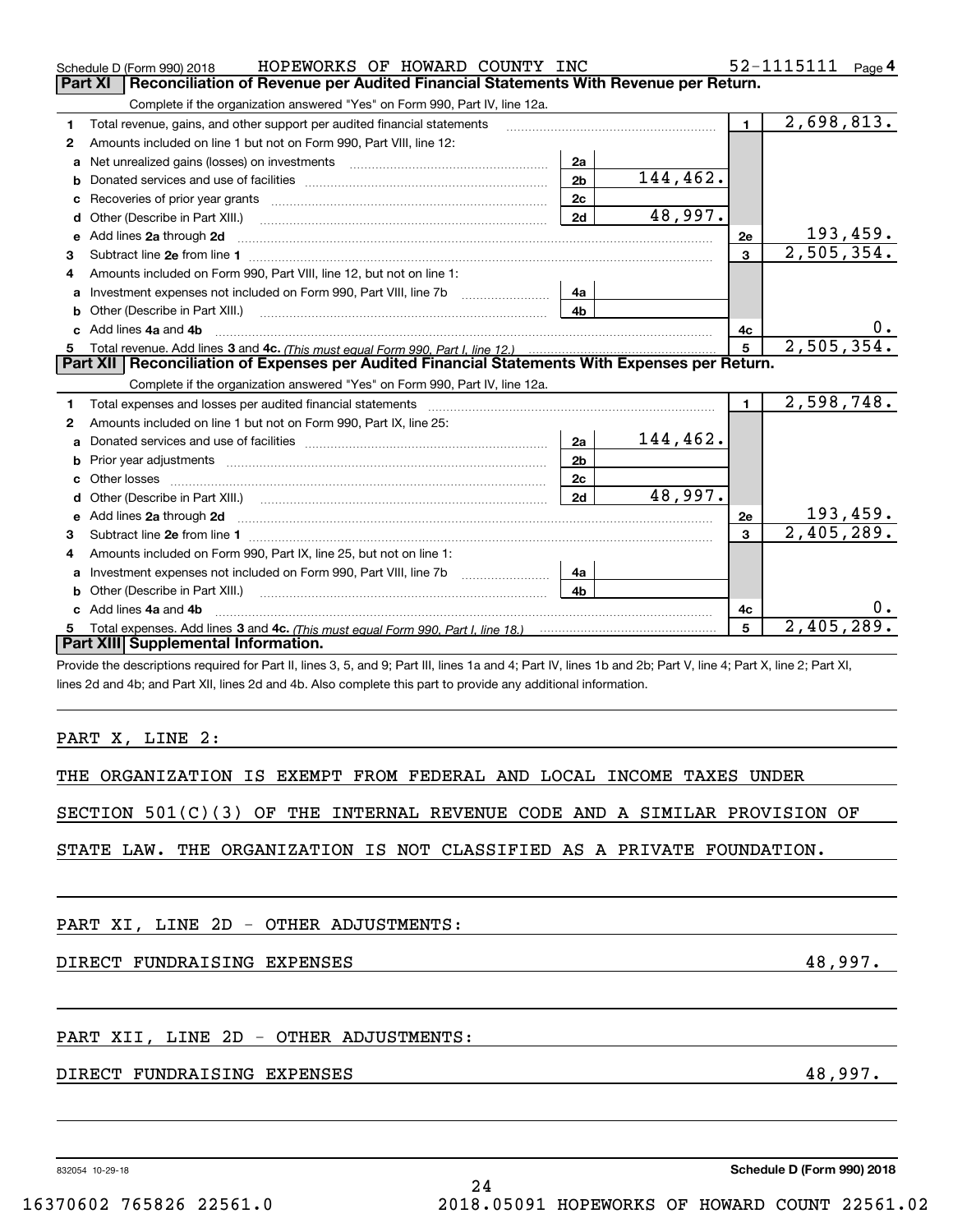Schedule D (Form 990) 2018 HOPEWORKS OF HOWARD COUNTY INC 52-1115111 Page 4

## Part XI Reconciliation of Revenue per Audited Financial Statements With Revenue per Return.

Complete if the organization answered "Yes" on Form 990, Part IV, line 12a.

| | | | | | |
|---|---|---|---|---|---|
| 1 | Total revenue, gains, and other support per audited financial statements | | | 1 | 2,698,813. |
| 2 | Amounts included on line 1 but not on Form 990, Part VIII, line 12: | | | | |
| a | Net unrealized gains (losses) on investments | 2a | | | |
| b | Donated services and use of facilities | 2b | 144,462. | | |
| c | Recoveries of prior year grants | 2c | | | |
| d | Other (Describe in Part XIII.) | 2d | 48,997. | | |
| e | Add lines 2a through 2d | | | 2e | 193,459. |
| 3 | Subtract line 2e from line 1 | | | 3 | 2,505,354. |
| 4 | Amounts included on Form 990, Part VIII, line 12, but not on line 1: | | | | |
| a | Investment expenses not included on Form 990, Part VIII, line 7b | 4a | | | |
| b | Other (Describe in Part XIII.) | 4b | | | |
| c | Add lines 4a and 4b | | | 4c | 0. |
| 5 | Total revenue. Add lines 3 and 4c. *(This must equal Form 990, Part I, line 12.)* | | | 5 | 2,505,354. |

## Part XII Reconciliation of Expenses per Audited Financial Statements With Expenses per Return.

Complete if the organization answered "Yes" on Form 990, Part IV, line 12a.

| | | | | | |
|---|---|---|---|---|---|
| 1 | Total expenses and losses per audited financial statements | | | 1 | 2,598,748. |
| 2 | Amounts included on line 1 but not on Form 990, Part IX, line 25: | | | | |
| a | Donated services and use of facilities | 2a | 144,462. | | |
| b | Prior year adjustments | 2b | | | |
| c | Other losses | 2c | | | |
| d | Other (Describe in Part XIII.) | 2d | 48,997. | | |
| e | Add lines 2a through 2d | | | 2e | 193,459. |
| 3 | Subtract line 2e from line 1 | | | 3 | 2,405,289. |
| 4 | Amounts included on Form 990, Part IX, line 25, but not on line 1: | | | | |
| a | Investment expenses not included on Form 990, Part VIII, line 7b | 4a | | | |
| b | Other (Describe in Part XIII.) | 4b | | | |
| c | Add lines 4a and 4b | | | 4c | 0. |
| 5 | Total expenses. Add lines 3 and 4c. *(This must equal Form 990, Part I, line 18.)* | | | 5 | 2,405,289. |

## Part XIII Supplemental Information.

Provide the descriptions required for Part II, lines 3, 5, and 9; Part III, lines 1a and 4; Part IV, lines 1b and 2b; Part V, line 4; Part X, line 2; Part XI, lines 2d and 4b; and Part XII, lines 2d and 4b. Also complete this part to provide any additional information.

PART X, LINE 2:

THE ORGANIZATION IS EXEMPT FROM FEDERAL AND LOCAL INCOME TAXES UNDER SECTION 501(C)(3) OF THE INTERNAL REVENUE CODE AND A SIMILAR PROVISION OF STATE LAW. THE ORGANIZATION IS NOT CLASSIFIED AS A PRIVATE FOUNDATION.

PART XI, LINE 2D - OTHER ADJUSTMENTS:

DIRECT FUNDRAISING EXPENSES 48,997.

PART XII, LINE 2D - OTHER ADJUSTMENTS:

DIRECT FUNDRAISING EXPENSES 48,997.

832054 10-29-18 Schedule D (Form 990) 2018

16370602 765826 22561.0 2018.05091 HOPEWORKS OF HOWARD COUNT 22561.02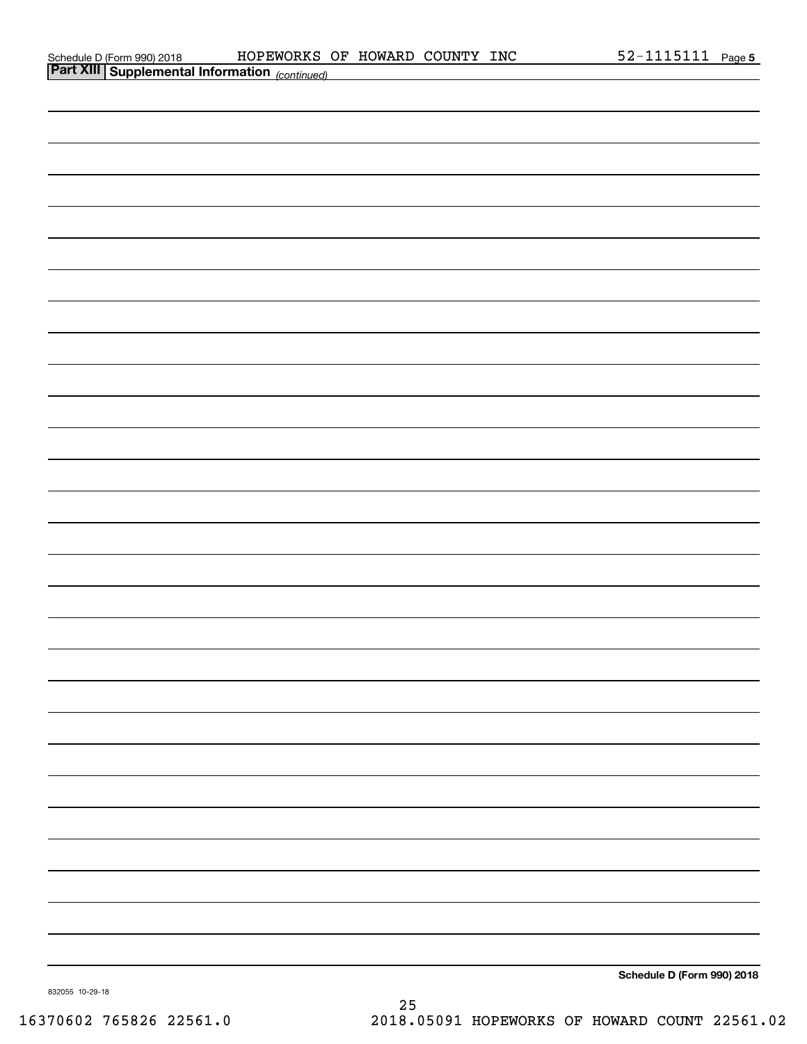Schedule D (Form 990) 2018 HOPEWORKS OF HOWARD COUNTY INC 52-1115111 Page 5

**Part XIII** **Supplemental Information** *(continued)*

**Schedule D (Form 990) 2018**

832055 10-29-18

16370602 765826 22561.0 2018.05091 HOPEWORKS OF HOWARD COUNT 22561.02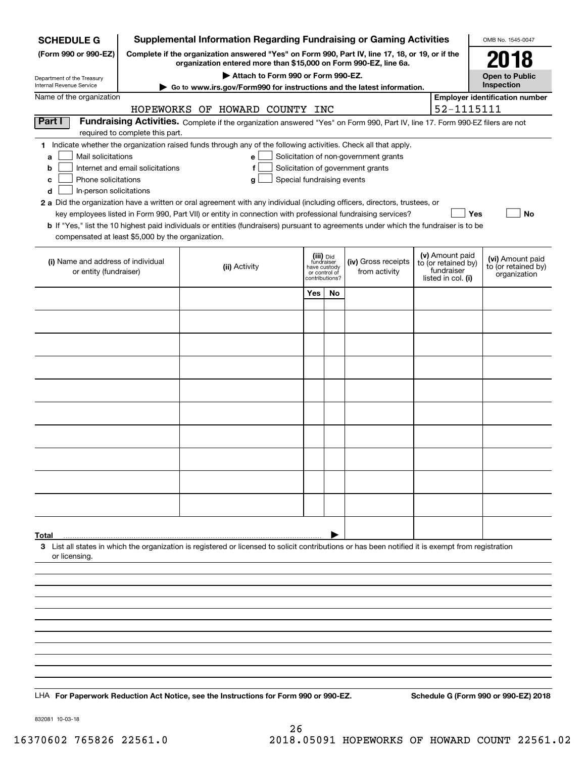**SCHEDULE G**
**(Form 990 or 990-EZ)**

Department of the Treasury
Internal Revenue Service

# Supplemental Information Regarding Fundraising or Gaming Activities

**Complete if the organization answered "Yes" on Form 990, Part IV, line 17, 18, or 19, or if the organization entered more than $15,000 on Form 990-EZ, line 6a.**

**▶ Attach to Form 990 or Form 990-EZ.**

**▶ Go to www.irs.gov/Form990 for instructions and the latest information.**

OMB No. 1545-0047

**2018**

**Open to Public Inspection**

Name of the organization: HOPEWORKS OF HOWARD COUNTY INC

Employer identification number: 52-1115111

## Part I Fundraising Activities.

Complete if the organization answered "Yes" on Form 990, Part IV, line 17. Form 990-EZ filers are not required to complete this part.

**1** Indicate whether the organization raised funds through any of the following activities. Check all that apply.

- **a** ☐ Mail solicitations
- **b** ☐ Internet and email solicitations
- **c** ☐ Phone solicitations
- **d** ☐ In-person solicitations
- **e** ☐ Solicitation of non-government grants
- **f** ☐ Solicitation of government grants
- **g** ☐ Special fundraising events

**2 a** Did the organization have a written or oral agreement with any individual (including officers, directors, trustees, or key employees listed in Form 990, Part VII) or entity in connection with professional fundraising services? ☐ **Yes** ☐ **No**

**b** If "Yes," list the 10 highest paid individuals or entities (fundraisers) pursuant to agreements under which the fundraiser is to be compensated at least $5,000 by the organization.

| (i) Name and address of individual or entity (fundraiser) | (ii) Activity | (iii) Did fundraiser have custody or control of contributions? Yes | No | (iv) Gross receipts from activity | (v) Amount paid to (or retained by) fundraiser listed in col. (i) | (vi) Amount paid to (or retained by) organization |
|---|---|---|---|---|---|---|
| | | | | | | |
| | | | | | | |
| | | | | | | |
| | | | | | | |
| | | | | | | |
| | | | | | | |
| | | | | | | |
| | | | | | | |
| | | | | | | |
| | | | | | | |
| **Total** ▶ | | | | | | |

**3** List all states in which the organization is registered or licensed to solicit contributions or has been notified it is exempt from registration or licensing.

LHA **For Paperwork Reduction Act Notice, see the Instructions for Form 990 or 990-EZ.** **Schedule G (Form 990 or 990-EZ) 2018**

832081 10-03-18

16370602 765826 22561.0 2018.05091 HOPEWORKS OF HOWARD COUNT 22561.02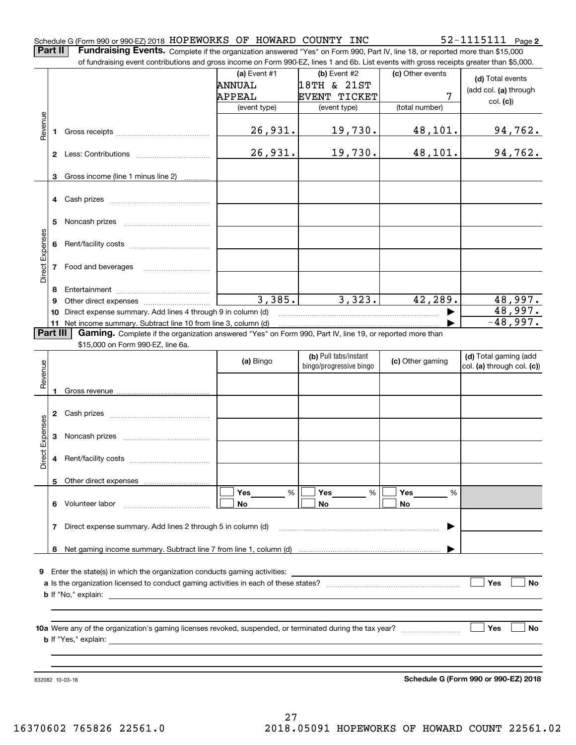Schedule G (Form 990 or 990-EZ) 2018 HOPEWORKS OF HOWARD COUNTY INC 52-1115111 Page **2**

## Part II Fundraising Events.

Complete if the organization answered "Yes" on Form 990, Part IV, line 18, or reported more than $15,000 of fundraising event contributions and gross income on Form 990-EZ, lines 1 and 6b. List events with gross receipts greater than $5,000.

| | | (a) Event #1 ANNUAL APPEAL (event type) | (b) Event #2 18TH & 21ST EVENT TICKET (event type) | (c) Other events 7 (total number) | (d) Total events (add col. (a) through col. (c)) |
|---|---|---|---|---|---|
| Revenue | 1 Gross receipts | 26,931. | 19,730. | 48,101. | 94,762. |
| | 2 Less: Contributions | 26,931. | 19,730. | 48,101. | 94,762. |
| | 3 Gross income (line 1 minus line 2) | | | | |
| Direct Expenses | 4 Cash prizes | | | | |
| | 5 Noncash prizes | | | | |
| | 6 Rent/facility costs | | | | |
| | 7 Food and beverages | | | | |
| | 8 Entertainment | | | | |
| | 9 Other direct expenses | 3,385. | 3,323. | 42,289. | 48,997. |
| | 10 Direct expense summary. Add lines 4 through 9 in column (d) | | | ▶ | 48,997. |
| | 11 Net income summary. Subtract line 10 from line 3, column (d) | | | ▶ | -48,997. |

## Part III Gaming.

Complete if the organization answered "Yes" on Form 990, Part IV, line 19, or reported more than $15,000 on Form 990-EZ, line 6a.

| | | (a) Bingo | (b) Pull tabs/instant bingo/progressive bingo | (c) Other gaming | (d) Total gaming (add col. (a) through col. (c)) |
|---|---|---|---|---|---|
| Revenue | 1 Gross revenue | | | | |
| Direct Expenses | 2 Cash prizes | | | | |
| | 3 Noncash prizes | | | | |
| | 4 Rent/facility costs | | | | |
| | 5 Other direct expenses | | | | |
| | 6 Volunteer labor | ☐ Yes ____ % ☐ No | ☐ Yes ____ % ☐ No | ☐ Yes ____ % ☐ No | |
| | 7 Direct expense summary. Add lines 2 through 5 in column (d) | | | ▶ | |
| | 8 Net gaming income summary. Subtract line 7 from line 1, column (d) | | | ▶ | |

**9** Enter the state(s) in which the organization conducts gaming activities: ____________

**a** Is the organization licensed to conduct gaming activities in each of these states? ☐ Yes ☐ No

**b** If "No," explain: ____________

**10a** Were any of the organization's gaming licenses revoked, suspended, or terminated during the tax year? ☐ Yes ☐ No

**b** If "Yes," explain: ____________

832082 10-03-18

**Schedule G (Form 990 or 990-EZ) 2018**

16370602 765826 22561.0 2018.05091 HOPEWORKS OF HOWARD COUNT 22561.02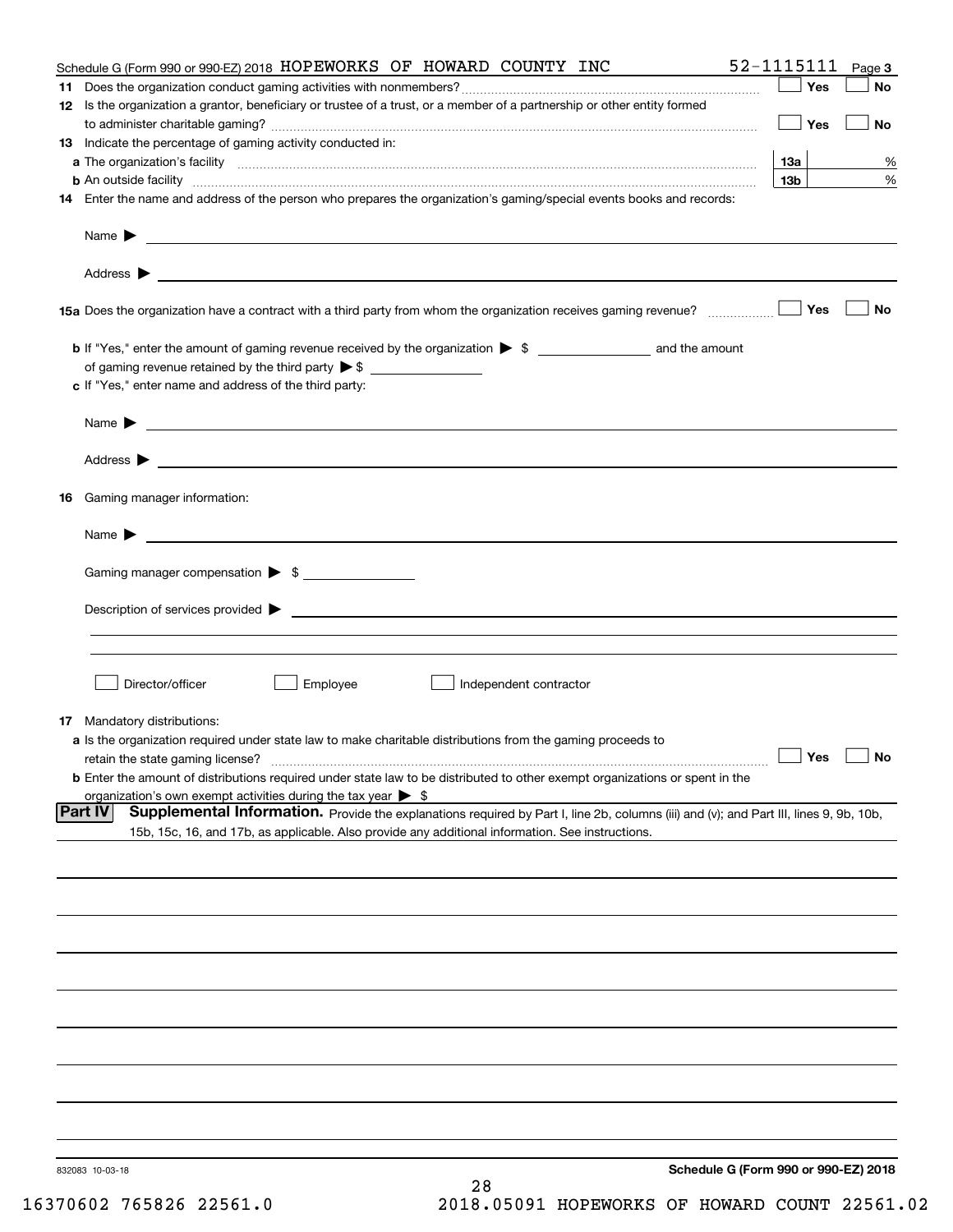Schedule G (Form 990 or 990-EZ) 2018 HOPEWORKS OF HOWARD COUNTY INC 52-1115111 Page 3

**11** Does the organization conduct gaming activities with nonmembers? ☐ Yes ☐ No

**12** Is the organization a grantor, beneficiary or trustee of a trust, or a member of a partnership or other entity formed to administer charitable gaming? ☐ Yes ☐ No

**13** Indicate the percentage of gaming activity conducted in:

**a** The organization's facility **13a** %

**b** An outside facility **13b** %

**14** Enter the name and address of the person who prepares the organization's gaming/special events books and records:

Name ▶

Address ▶

**15a** Does the organization have a contract with a third party from whom the organization receives gaming revenue? ☐ Yes ☐ No

**b** If "Yes," enter the amount of gaming revenue received by the organization ▶ $ ______ and the amount of gaming revenue retained by the third party ▶ $ ______

**c** If "Yes," enter name and address of the third party:

Name ▶

Address ▶

**16** Gaming manager information:

Name ▶

Gaming manager compensation ▶ $ ______

Description of services provided ▶

☐ Director/officer ☐ Employee ☐ Independent contractor

**17** Mandatory distributions:

**a** Is the organization required under state law to make charitable distributions from the gaming proceeds to retain the state gaming license? ☐ Yes ☐ No

**b** Enter the amount of distributions required under state law to be distributed to other exempt organizations or spent in the organization's own exempt activities during the tax year ▶ $

**Part IV** **Supplemental Information.** Provide the explanations required by Part I, line 2b, columns (iii) and (v); and Part III, lines 9, 9b, 10b, 15b, 15c, 16, and 17b, as applicable. Also provide any additional information. See instructions.

832083 10-03-18

Schedule G (Form 990 or 990-EZ) 2018

16370602 765826 22561.0 2018.05091 HOPEWORKS OF HOWARD COUNT 22561.02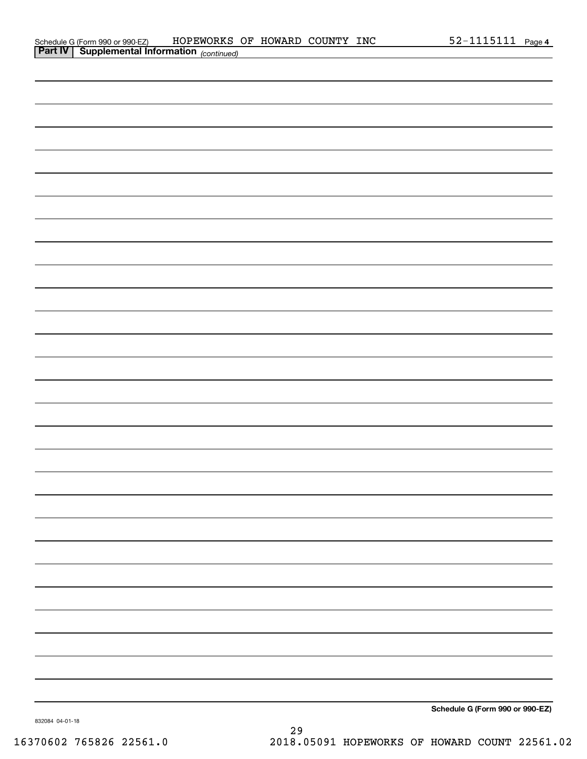Schedule G (Form 990 or 990-EZ) HOPEWORKS OF HOWARD COUNTY INC 52-1115111 Page 4

**Part IV | Supplemental Information** *(continued)*

**Schedule G (Form 990 or 990-EZ)**

832084 04-01-18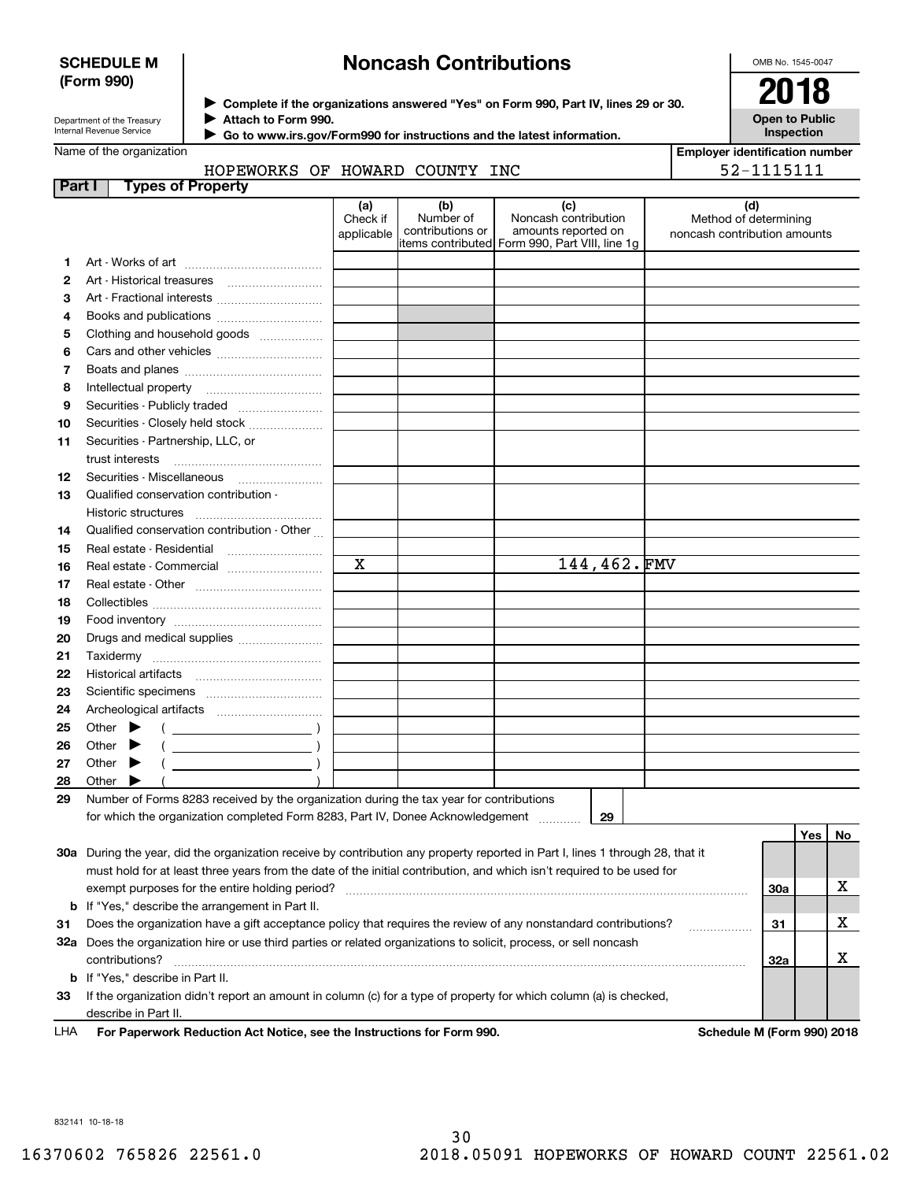**SCHEDULE M (Form 990)**

# Noncash Contributions

▶ Complete if the organizations answered "Yes" on Form 990, Part IV, lines 29 or 30.
▶ Attach to Form 990.
▶ Go to www.irs.gov/Form990 for instructions and the latest information.

OMB No. 1545-0047

**2018**

**Open to Public Inspection**

Department of the Treasury
Internal Revenue Service

Name of the organization: HOPEWORKS OF HOWARD COUNTY INC

Employer identification number: 52-1115111

## Part I Types of Property

| | | (a) Check if applicable | (b) Number of contributions or items contributed | (c) Noncash contribution amounts reported on Form 990, Part VIII, line 1g | (d) Method of determining noncash contribution amounts |
|---|---|---|---|---|---|
| 1 | Art - Works of art | | | | |
| 2 | Art - Historical treasures | | | | |
| 3 | Art - Fractional interests | | | | |
| 4 | Books and publications | | | | |
| 5 | Clothing and household goods | | | | |
| 6 | Cars and other vehicles | | | | |
| 7 | Boats and planes | | | | |
| 8 | Intellectual property | | | | |
| 9 | Securities - Publicly traded | | | | |
| 10 | Securities - Closely held stock | | | | |
| 11 | Securities - Partnership, LLC, or trust interests | | | | |
| 12 | Securities - Miscellaneous | | | | |
| 13 | Qualified conservation contribution - Historic structures | | | | |
| 14 | Qualified conservation contribution - Other | | | | |
| 15 | Real estate - Residential | | | | |
| 16 | Real estate - Commercial | X | | 144,462. | FMV |
| 17 | Real estate - Other | | | | |
| 18 | Collectibles | | | | |
| 19 | Food inventory | | | | |
| 20 | Drugs and medical supplies | | | | |
| 21 | Taxidermy | | | | |
| 22 | Historical artifacts | | | | |
| 23 | Scientific specimens | | | | |
| 24 | Archeological artifacts | | | | |
| 25 | Other ▶ ( ) | | | | |
| 26 | Other ▶ ( ) | | | | |
| 27 | Other ▶ ( ) | | | | |
| 28 | Other ▶ ( ) | | | | |

29 Number of Forms 8283 received by the organization during the tax year for contributions for which the organization completed Form 8283, Part IV, Donee Acknowledgement ..... 29

| | | | Yes | No |
|---|---|---|---|---|
| 30a | During the year, did the organization receive by contribution any property reported in Part I, lines 1 through 28, that it must hold for at least three years from the date of the initial contribution, and which isn't required to be used for exempt purposes for the entire holding period? | 30a | | X |
| b | If "Yes," describe the arrangement in Part II. | | | |
| 31 | Does the organization have a gift acceptance policy that requires the review of any nonstandard contributions? | 31 | | X |
| 32a | Does the organization hire or use third parties or related organizations to solicit, process, or sell noncash contributions? | 32a | | X |
| b | If "Yes," describe in Part II. | | | |
| 33 | If the organization didn't report an amount in column (c) for a type of property for which column (a) is checked, describe in Part II. | | | |

LHA For Paperwork Reduction Act Notice, see the Instructions for Form 990. Schedule M (Form 990) 2018

832141 10-18-18

16370602 765826 22561.0 2018.05091 HOPEWORKS OF HOWARD COUNT 22561.02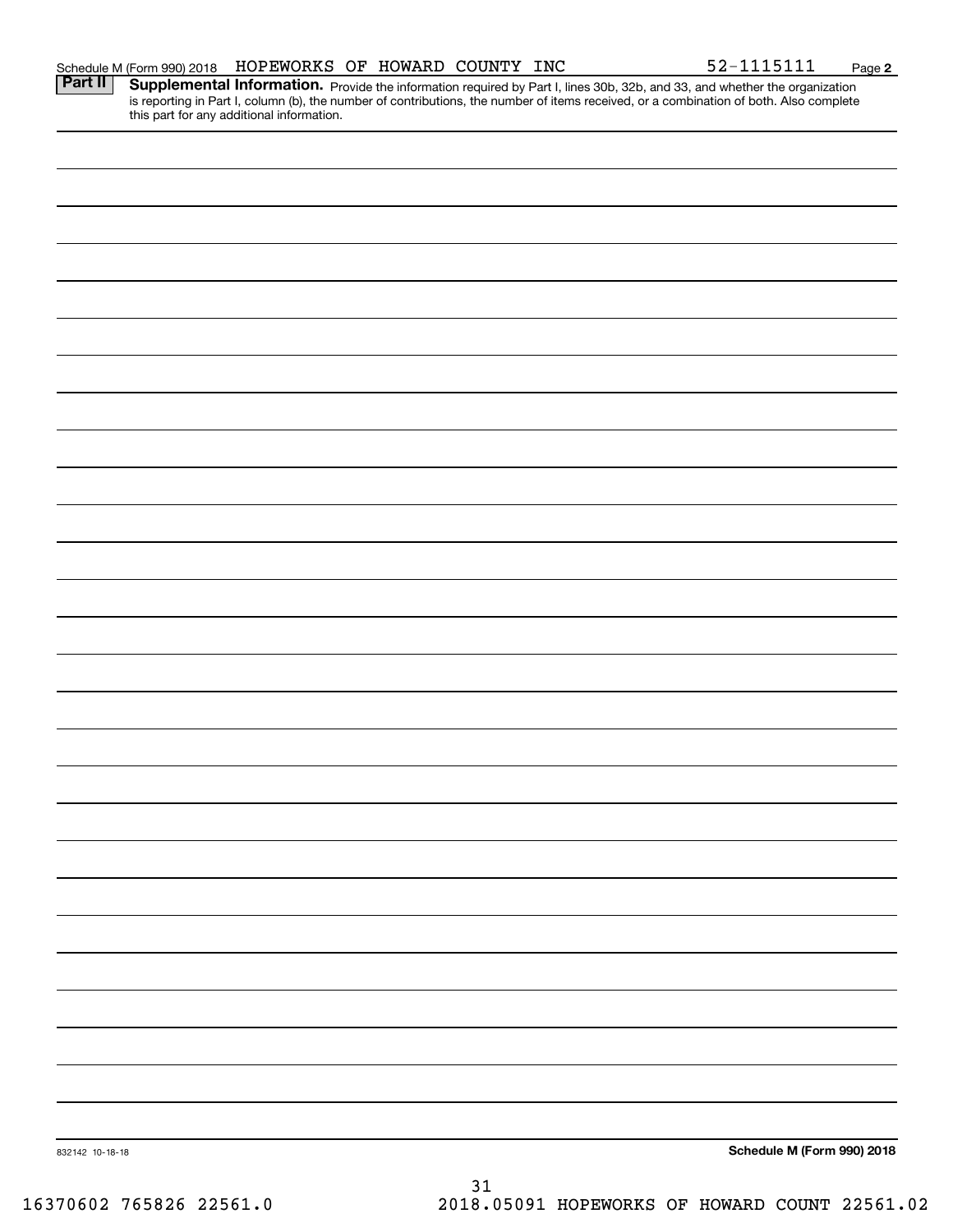Schedule M (Form 990) 2018 HOPEWORKS OF HOWARD COUNTY INC 52-1115111

**Part II** **Supplemental Information.** Provide the information required by Part I, lines 30b, 32b, and 33, and whether the organization is reporting in Part I, column (b), the number of contributions, the number of items received, or a combination of both. Also complete this part for any additional information.

832142 10-18-18

**Schedule M (Form 990) 2018**

16370602 765826 22561.0 2018.05091 HOPEWORKS OF HOWARD COUNT 22561.02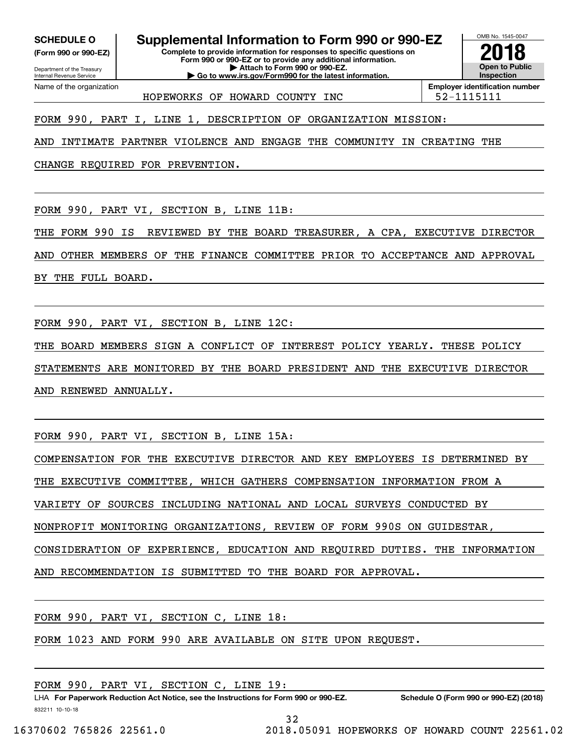**SCHEDULE O** (Form 990 or 990-EZ)

Department of the Treasury
Internal Revenue Service

# Supplemental Information to Form 990 or 990-EZ

**Complete to provide information for responses to specific questions on Form 990 or 990-EZ or to provide any additional information.**
**▶ Attach to Form 990 or 990-EZ.**
**▶ Go to www.irs.gov/Form990 for the latest information.**

OMB No. 1545-0047

**2018**

**Open to Public Inspection**

Name of the organization: HOPEWORKS OF HOWARD COUNTY INC

**Employer identification number:** 52-1115111

FORM 990, PART I, LINE 1, DESCRIPTION OF ORGANIZATION MISSION:

AND INTIMATE PARTNER VIOLENCE AND ENGAGE THE COMMUNITY IN CREATING THE CHANGE REQUIRED FOR PREVENTION.

FORM 990, PART VI, SECTION B, LINE 11B:

THE FORM 990 IS REVIEWED BY THE BOARD TREASURER, A CPA, EXECUTIVE DIRECTOR AND OTHER MEMBERS OF THE FINANCE COMMITTEE PRIOR TO ACCEPTANCE AND APPROVAL BY THE FULL BOARD.

FORM 990, PART VI, SECTION B, LINE 12C:

THE BOARD MEMBERS SIGN A CONFLICT OF INTEREST POLICY YEARLY. THESE POLICY STATEMENTS ARE MONITORED BY THE BOARD PRESIDENT AND THE EXECUTIVE DIRECTOR AND RENEWED ANNUALLY.

FORM 990, PART VI, SECTION B, LINE 15A:

COMPENSATION FOR THE EXECUTIVE DIRECTOR AND KEY EMPLOYEES IS DETERMINED BY THE EXECUTIVE COMMITTEE, WHICH GATHERS COMPENSATION INFORMATION FROM A VARIETY OF SOURCES INCLUDING NATIONAL AND LOCAL SURVEYS CONDUCTED BY NONPROFIT MONITORING ORGANIZATIONS, REVIEW OF FORM 990S ON GUIDESTAR, CONSIDERATION OF EXPERIENCE, EDUCATION AND REQUIRED DUTIES. THE INFORMATION AND RECOMMENDATION IS SUBMITTED TO THE BOARD FOR APPROVAL.

FORM 990, PART VI, SECTION C, LINE 18:

FORM 1023 AND FORM 990 ARE AVAILABLE ON SITE UPON REQUEST.

FORM 990, PART VI, SECTION C, LINE 19:

LHA **For Paperwork Reduction Act Notice, see the Instructions for Form 990 or 990-EZ.** **Schedule O (Form 990 or 990-EZ) (2018)**

832211 10-10-18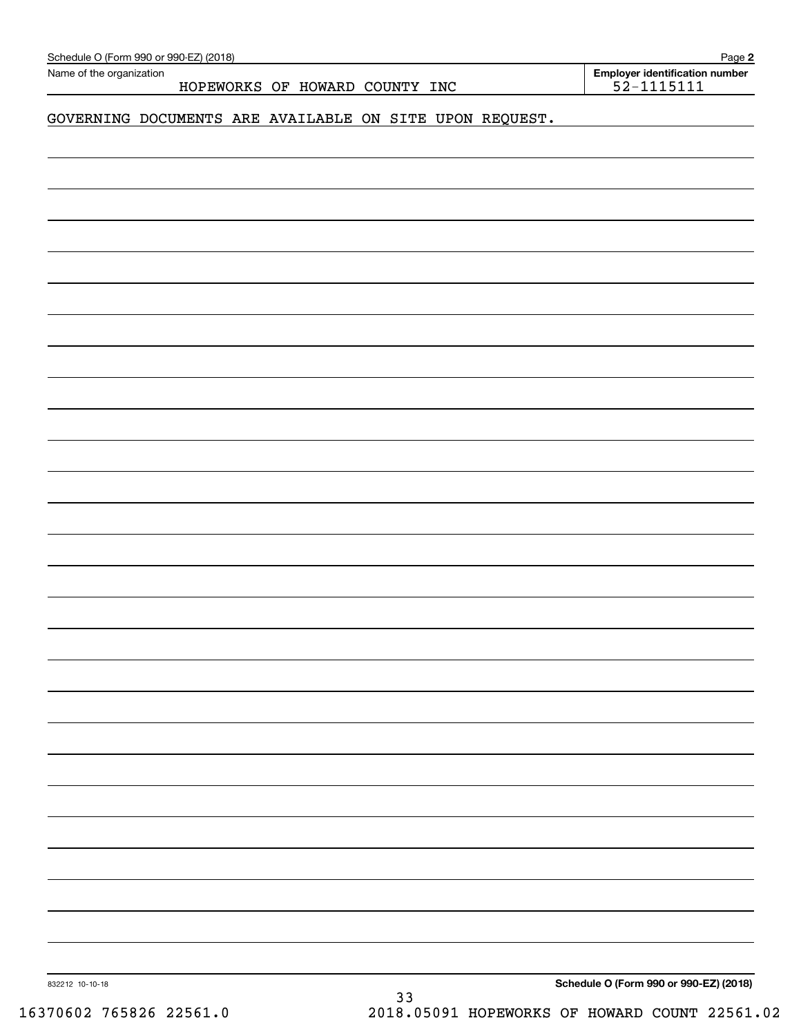Schedule O (Form 990 or 990-EZ) (2018)

Name of the organization: HOPEWORKS OF HOWARD COUNTY INC

Employer identification number: 52-1115111

GOVERNING DOCUMENTS ARE AVAILABLE ON SITE UPON REQUEST.

832212 10-10-18

**Schedule O (Form 990 or 990-EZ) (2018)**

16370602 765826 22561.0 2018.05091 HOPEWORKS OF HOWARD COUNT 22561.02